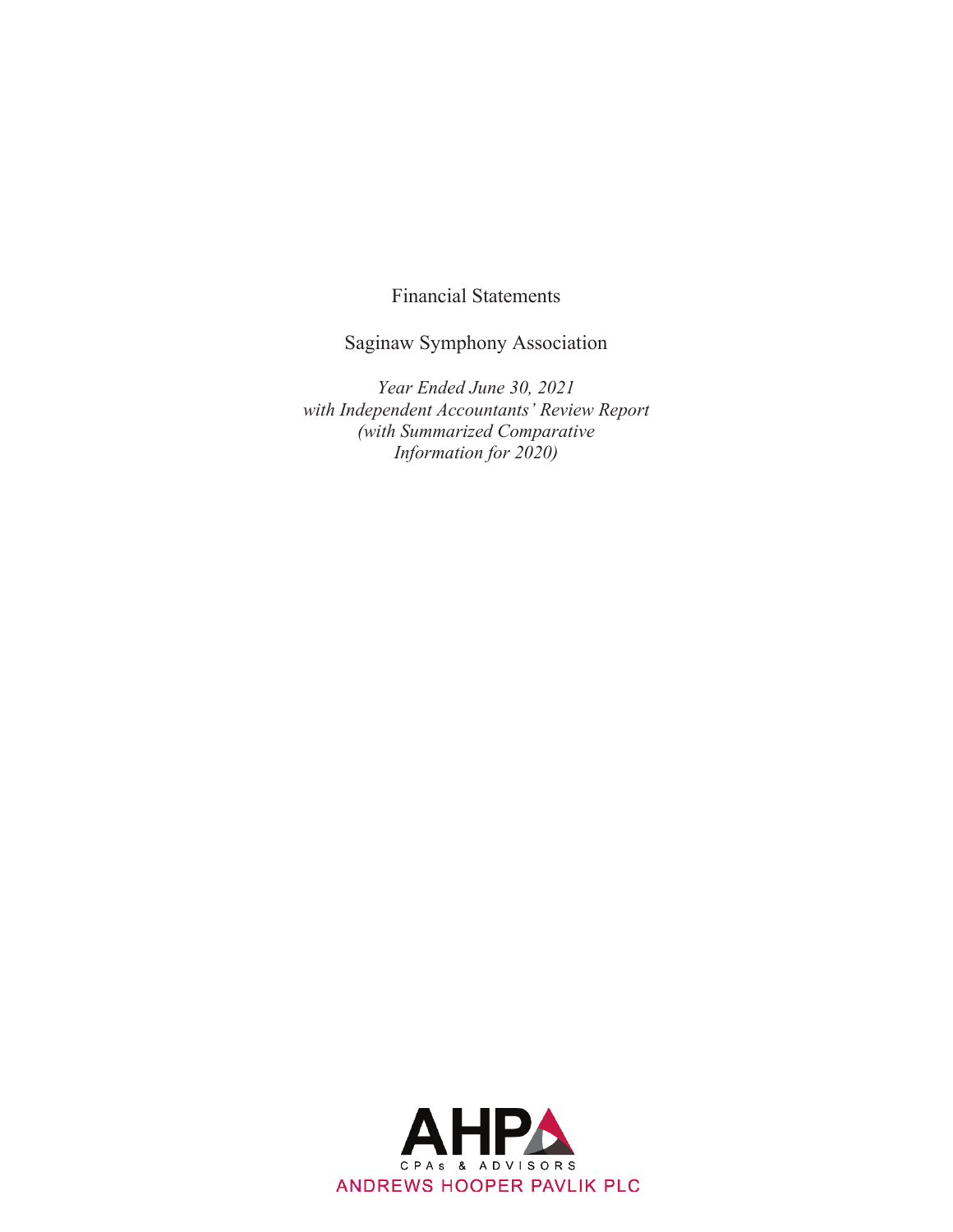Financial Statements

Saginaw Symphony Association

*Year Ended June 30, 2021*
*with Independent Accountants' Review Report*
*(with Summarized Comparative*
*Information for 2020)*

AHP
CPAs & ADVISORS
ANDREWS HOOPER PAVLIK PLC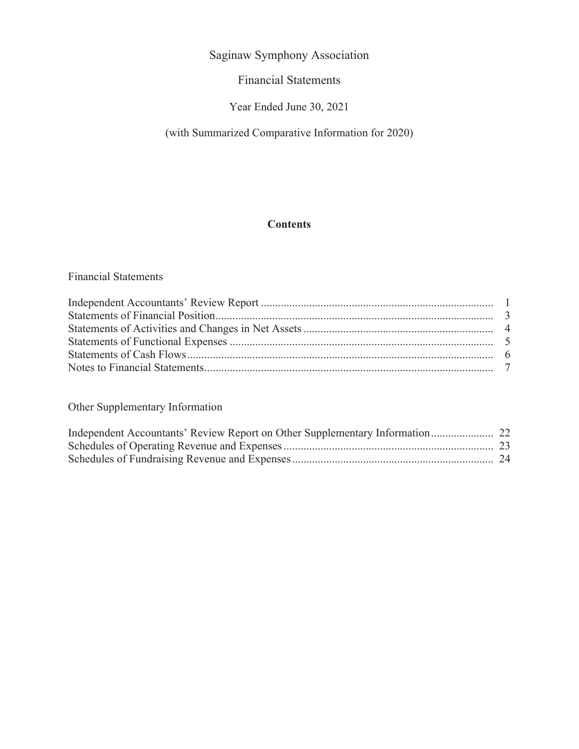# Saginaw Symphony Association

## Financial Statements

Year Ended June 30, 2021

(with Summarized Comparative Information for 2020)

### Contents

Financial Statements

| | |
|---|---|
| Independent Accountants' Review Report | 1 |
| Statements of Financial Position | 3 |
| Statements of Activities and Changes in Net Assets | 4 |
| Statements of Functional Expenses | 5 |
| Statements of Cash Flows | 6 |
| Notes to Financial Statements | 7 |

Other Supplementary Information

| | |
|---|---|
| Independent Accountants' Review Report on Other Supplementary Information | 22 |
| Schedules of Operating Revenue and Expenses | 23 |
| Schedules of Fundraising Revenue and Expenses | 24 |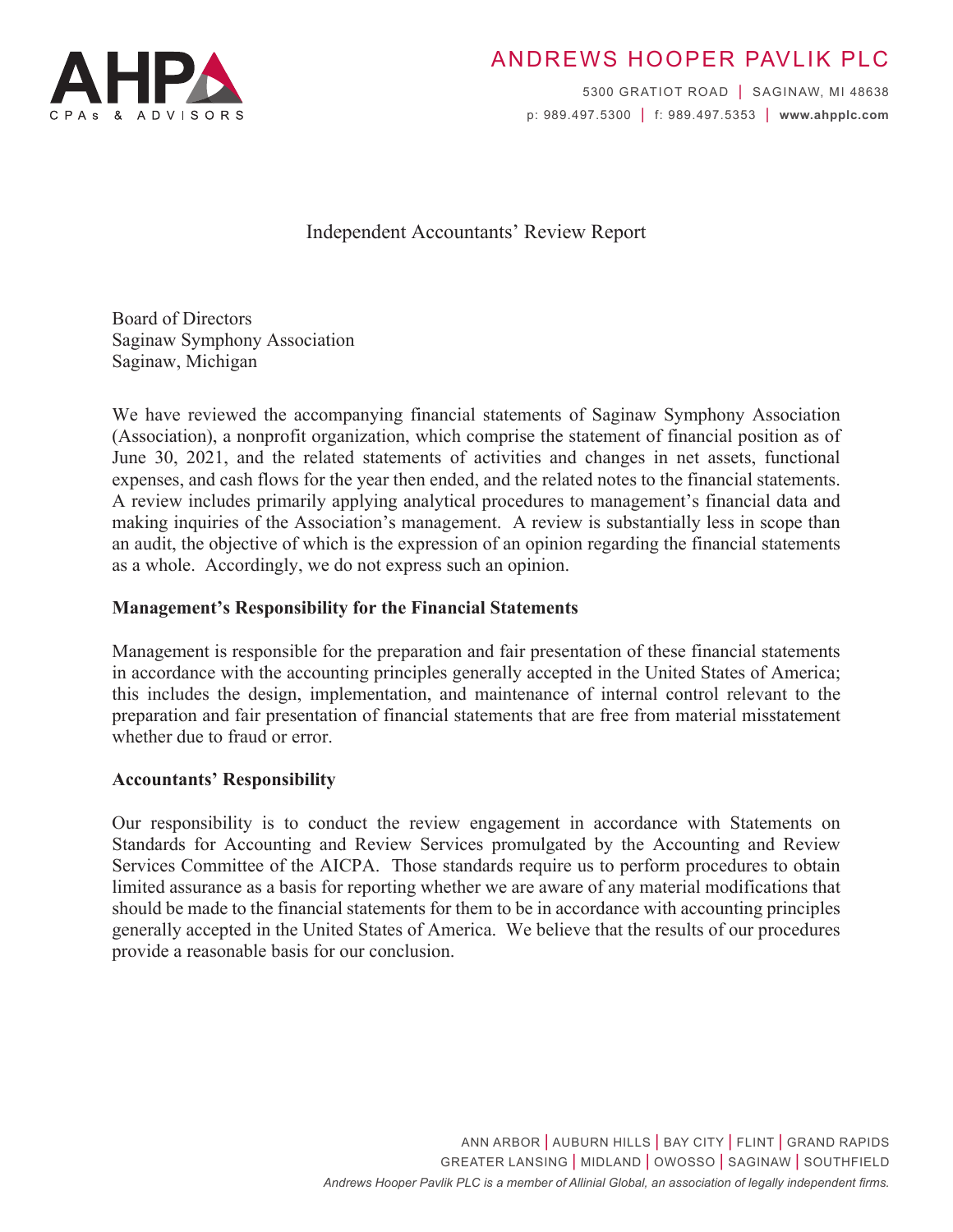# ANDREWS HOOPER PAVLIK PLC

5300 GRATIOT ROAD | SAGINAW, MI 48638
p: 989.497.5300 | f: 989.497.5353 | www.ahpplc.com

## Independent Accountants' Review Report

Board of Directors
Saginaw Symphony Association
Saginaw, Michigan

We have reviewed the accompanying financial statements of Saginaw Symphony Association (Association), a nonprofit organization, which comprise the statement of financial position as of June 30, 2021, and the related statements of activities and changes in net assets, functional expenses, and cash flows for the year then ended, and the related notes to the financial statements. A review includes primarily applying analytical procedures to management's financial data and making inquiries of the Association's management. A review is substantially less in scope than an audit, the objective of which is the expression of an opinion regarding the financial statements as a whole. Accordingly, we do not express such an opinion.

**Management's Responsibility for the Financial Statements**

Management is responsible for the preparation and fair presentation of these financial statements in accordance with the accounting principles generally accepted in the United States of America; this includes the design, implementation, and maintenance of internal control relevant to the preparation and fair presentation of financial statements that are free from material misstatement whether due to fraud or error.

**Accountants' Responsibility**

Our responsibility is to conduct the review engagement in accordance with Statements on Standards for Accounting and Review Services promulgated by the Accounting and Review Services Committee of the AICPA. Those standards require us to perform procedures to obtain limited assurance as a basis for reporting whether we are aware of any material modifications that should be made to the financial statements for them to be in accordance with accounting principles generally accepted in the United States of America. We believe that the results of our procedures provide a reasonable basis for our conclusion.

ANN ARBOR | AUBURN HILLS | BAY CITY | FLINT | GRAND RAPIDS
GREATER LANSING | MIDLAND | OWOSSO | SAGINAW | SOUTHFIELD

*Andrews Hooper Pavlik PLC is a member of Allinial Global, an association of legally independent firms.*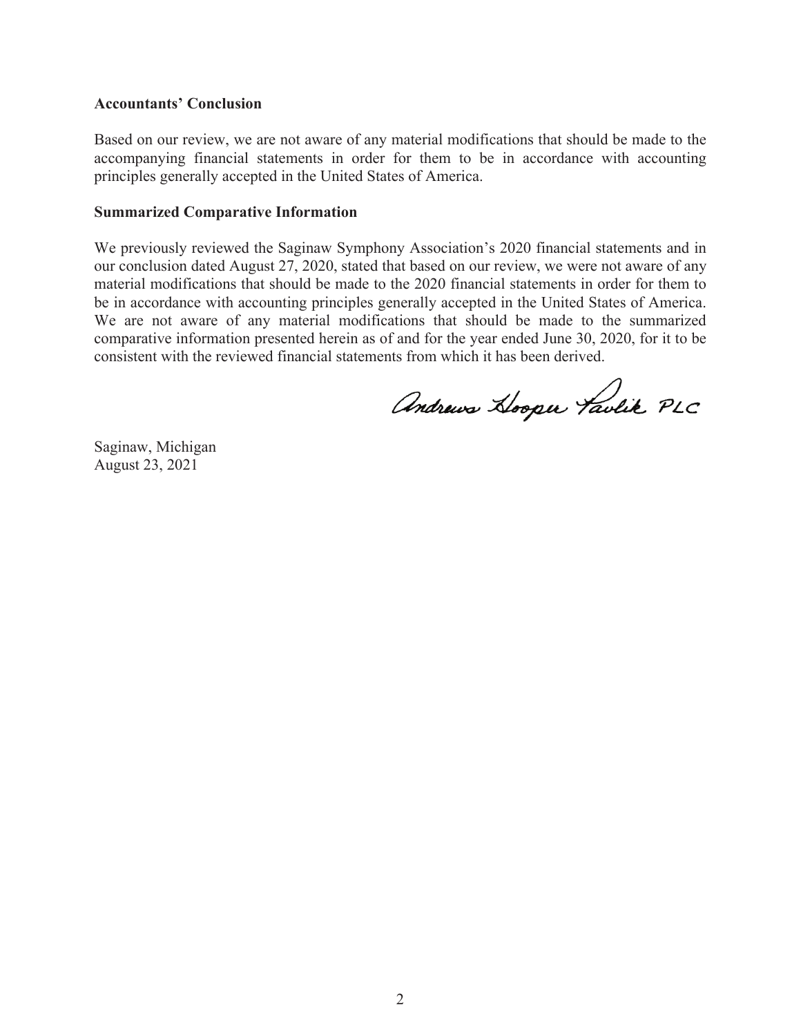## Accountants' Conclusion

Based on our review, we are not aware of any material modifications that should be made to the accompanying financial statements in order for them to be in accordance with accounting principles generally accepted in the United States of America.

## Summarized Comparative Information

We previously reviewed the Saginaw Symphony Association's 2020 financial statements and in our conclusion dated August 27, 2020, stated that based on our review, we were not aware of any material modifications that should be made to the 2020 financial statements in order for them to be in accordance with accounting principles generally accepted in the United States of America. We are not aware of any material modifications that should be made to the summarized comparative information presented herein as of and for the year ended June 30, 2020, for it to be consistent with the reviewed financial statements from which it has been derived.

Andrews Hooper Pavlik PLC

Saginaw, Michigan
August 23, 2021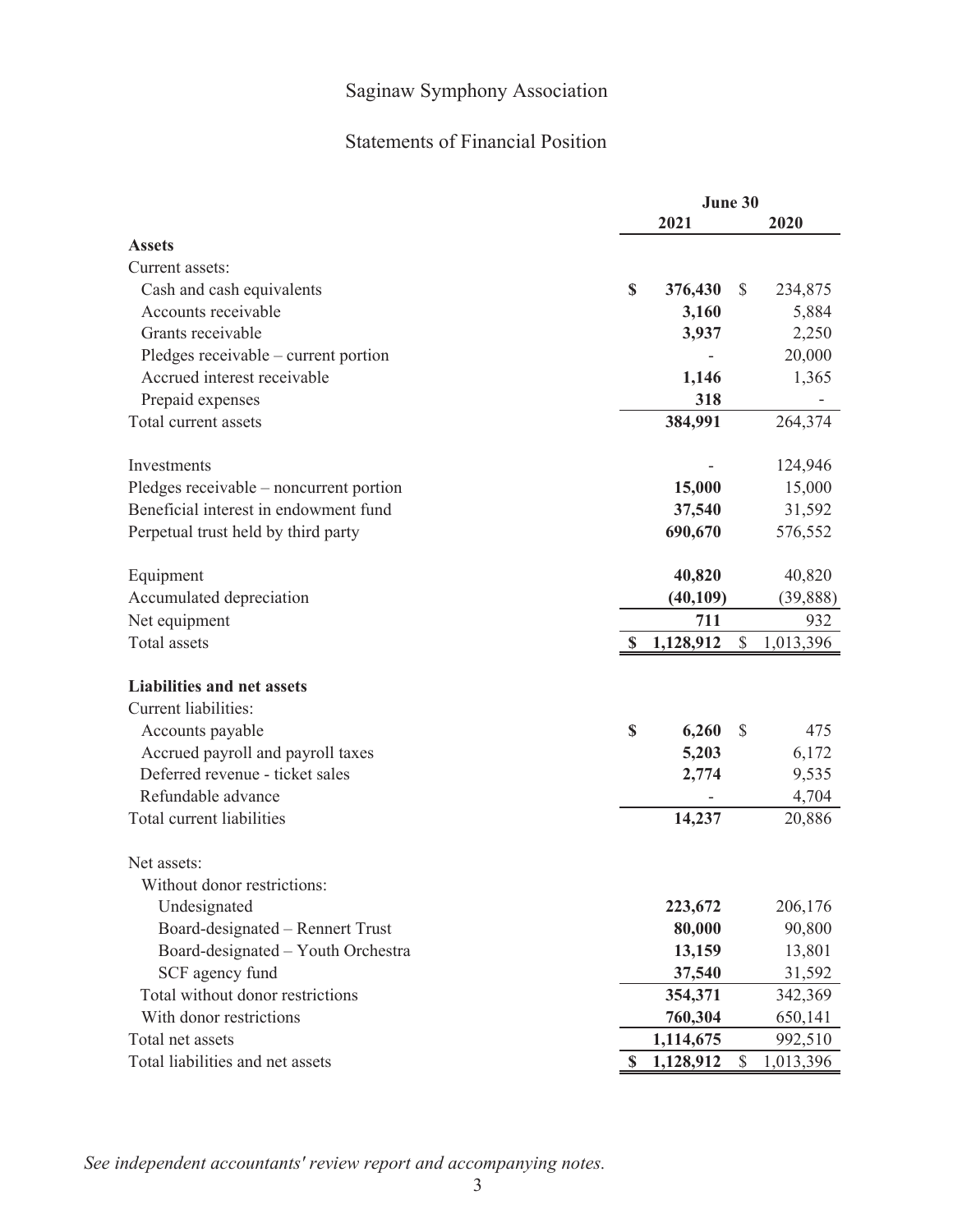# Saginaw Symphony Association

## Statements of Financial Position

| | June 30 | |
|---|---|---|
| | **2021** | **2020** |
| **Assets** | | |
| Current assets: | | |
| Cash and cash equivalents | **$ 376,430** | $ 234,875 |
| Accounts receivable | **3,160** | 5,884 |
| Grants receivable | **3,937** | 2,250 |
| Pledges receivable – current portion | **-** | 20,000 |
| Accrued interest receivable | **1,146** | 1,365 |
| Prepaid expenses | **318** | - |
| Total current assets | **384,991** | 264,374 |
| | | |
| Investments | **-** | 124,946 |
| Pledges receivable – noncurrent portion | **15,000** | 15,000 |
| Beneficial interest in endowment fund | **37,540** | 31,592 |
| Perpetual trust held by third party | **690,670** | 576,552 |
| | | |
| Equipment | **40,820** | 40,820 |
| Accumulated depreciation | **(40,109)** | (39,888) |
| Net equipment | **711** | 932 |
| Total assets | **$ 1,128,912** | $ 1,013,396 |
| | | |
| **Liabilities and net assets** | | |
| Current liabilities: | | |
| Accounts payable | **$ 6,260** | $ 475 |
| Accrued payroll and payroll taxes | **5,203** | 6,172 |
| Deferred revenue - ticket sales | **2,774** | 9,535 |
| Refundable advance | **-** | 4,704 |
| Total current liabilities | **14,237** | 20,886 |
| | | |
| Net assets: | | |
| Without donor restrictions: | | |
| Undesignated | **223,672** | 206,176 |
| Board-designated – Rennert Trust | **80,000** | 90,800 |
| Board-designated – Youth Orchestra | **13,159** | 13,801 |
| SCF agency fund | **37,540** | 31,592 |
| Total without donor restrictions | **354,371** | 342,369 |
| With donor restrictions | **760,304** | 650,141 |
| Total net assets | **1,114,675** | 992,510 |
| Total liabilities and net assets | **$ 1,128,912** | $ 1,013,396 |

*See independent accountants' review report and accompanying notes.*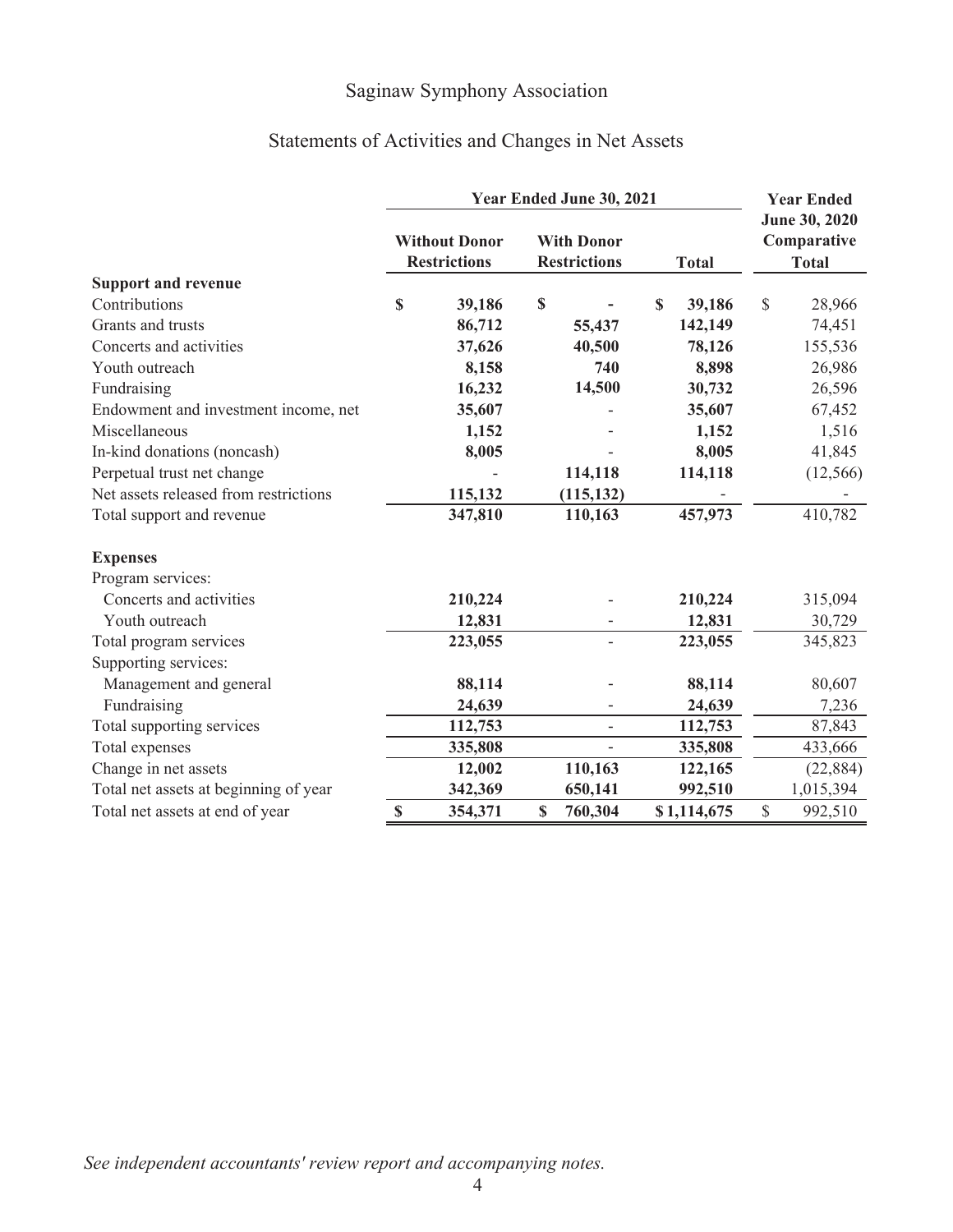# Saginaw Symphony Association

## Statements of Activities and Changes in Net Assets

| | Year Ended June 30, 2021 | | | Year Ended June 30, 2020 Comparative Total |
|---|---|---|---|---|
| | **Without Donor Restrictions** | **With Donor Restrictions** | **Total** | |
| **Support and revenue** | | | | |
| Contributions | **$ 39,186** | **$ -** | **$ 39,186** | $ 28,966 |
| Grants and trusts | **86,712** | **55,437** | **142,149** | 74,451 |
| Concerts and activities | **37,626** | **40,500** | **78,126** | 155,536 |
| Youth outreach | **8,158** | **740** | **8,898** | 26,986 |
| Fundraising | **16,232** | **14,500** | **30,732** | 26,596 |
| Endowment and investment income, net | **35,607** | - | **35,607** | 67,452 |
| Miscellaneous | **1,152** | - | **1,152** | 1,516 |
| In-kind donations (noncash) | **8,005** | - | **8,005** | 41,845 |
| Perpetual trust net change | - | **114,118** | **114,118** | (12,566) |
| Net assets released from restrictions | **115,132** | **(115,132)** | - | - |
| Total support and revenue | **347,810** | **110,163** | **457,973** | 410,782 |
| **Expenses** | | | | |
| Program services: | | | | |
| Concerts and activities | **210,224** | - | **210,224** | 315,094 |
| Youth outreach | **12,831** | - | **12,831** | 30,729 |
| Total program services | **223,055** | - | **223,055** | 345,823 |
| Supporting services: | | | | |
| Management and general | **88,114** | - | **88,114** | 80,607 |
| Fundraising | **24,639** | - | **24,639** | 7,236 |
| Total supporting services | **112,753** | - | **112,753** | 87,843 |
| Total expenses | **335,808** | - | **335,808** | 433,666 |
| Change in net assets | **12,002** | **110,163** | **122,165** | (22,884) |
| Total net assets at beginning of year | **342,369** | **650,141** | **992,510** | 1,015,394 |
| Total net assets at end of year | **$ 354,371** | **$ 760,304** | **$ 1,114,675** | $ 992,510 |

*See independent accountants' review report and accompanying notes.*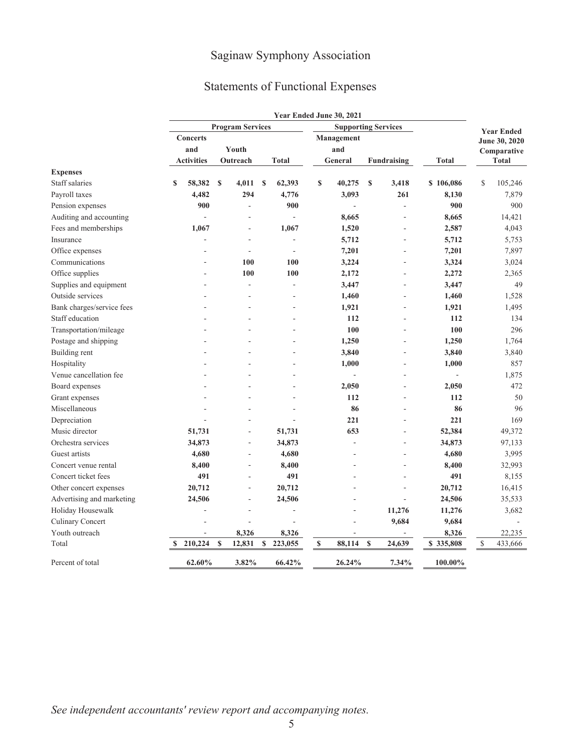# Saginaw Symphony Association

## Statements of Functional Expenses

| | Year Ended June 30, 2021 | | | | | | Year Ended June 30, 2020 Comparative Total |
|---|---|---|---|---|---|---|---|
| | Program Services | | | Supporting Services | | | |
| | Concerts and Activities | Youth Outreach | Total | Management and General | Fundraising | Total | |
| **Expenses** | | | | | | | |
| Staff salaries | $ 58,382 | $ 4,011 | $ 62,393 | $ 40,275 | $ 3,418 | $ 106,086 | $ 105,246 |
| Payroll taxes | 4,482 | 294 | 4,776 | 3,093 | 261 | 8,130 | 7,879 |
| Pension expenses | 900 | - | 900 | - | - | 900 | 900 |
| Auditing and accounting | - | - | - | 8,665 | - | 8,665 | 14,421 |
| Fees and memberships | 1,067 | - | 1,067 | 1,520 | - | 2,587 | 4,043 |
| Insurance | - | - | - | 5,712 | - | 5,712 | 5,753 |
| Office expenses | - | - | - | 7,201 | - | 7,201 | 7,897 |
| Communications | - | 100 | 100 | 3,224 | - | 3,324 | 3,024 |
| Office supplies | - | 100 | 100 | 2,172 | - | 2,272 | 2,365 |
| Supplies and equipment | - | - | - | 3,447 | - | 3,447 | 49 |
| Outside services | - | - | - | 1,460 | - | 1,460 | 1,528 |
| Bank charges/service fees | - | - | - | 1,921 | - | 1,921 | 1,495 |
| Staff education | - | - | - | 112 | - | 112 | 134 |
| Transportation/mileage | - | - | - | 100 | - | 100 | 296 |
| Postage and shipping | - | - | - | 1,250 | - | 1,250 | 1,764 |
| Building rent | - | - | - | 3,840 | - | 3,840 | 3,840 |
| Hospitality | - | - | - | 1,000 | - | 1,000 | 857 |
| Venue cancellation fee | - | - | - | - | - | - | 1,875 |
| Board expenses | - | - | - | 2,050 | - | 2,050 | 472 |
| Grant expenses | - | - | - | 112 | - | 112 | 50 |
| Miscellaneous | - | - | - | 86 | - | 86 | 96 |
| Depreciation | - | - | - | 221 | - | 221 | 169 |
| Music director | 51,731 | - | 51,731 | 653 | - | 52,384 | 49,372 |
| Orchestra services | 34,873 | - | 34,873 | - | - | 34,873 | 97,133 |
| Guest artists | 4,680 | - | 4,680 | - | - | 4,680 | 3,995 |
| Concert venue rental | 8,400 | - | 8,400 | - | - | 8,400 | 32,993 |
| Concert ticket fees | 491 | - | 491 | - | - | 491 | 8,155 |
| Other concert expenses | 20,712 | - | 20,712 | - | - | 20,712 | 16,415 |
| Advertising and marketing | 24,506 | - | 24,506 | - | - | 24,506 | 35,533 |
| Holiday Housewalk | - | - | - | - | 11,276 | 11,276 | 3,682 |
| Culinary Concert | - | - | - | - | 9,684 | 9,684 | - |
| Youth outreach | - | 8,326 | 8,326 | - | - | 8,326 | 22,235 |
| Total | $ 210,224 | $ 12,831 | $ 223,055 | $ 88,114 | $ 24,639 | $ 335,808 | $ 433,666 |
| Percent of total | 62.60% | 3.82% | 66.42% | 26.24% | 7.34% | 100.00% | |

*See independent accountants' review report and accompanying notes.*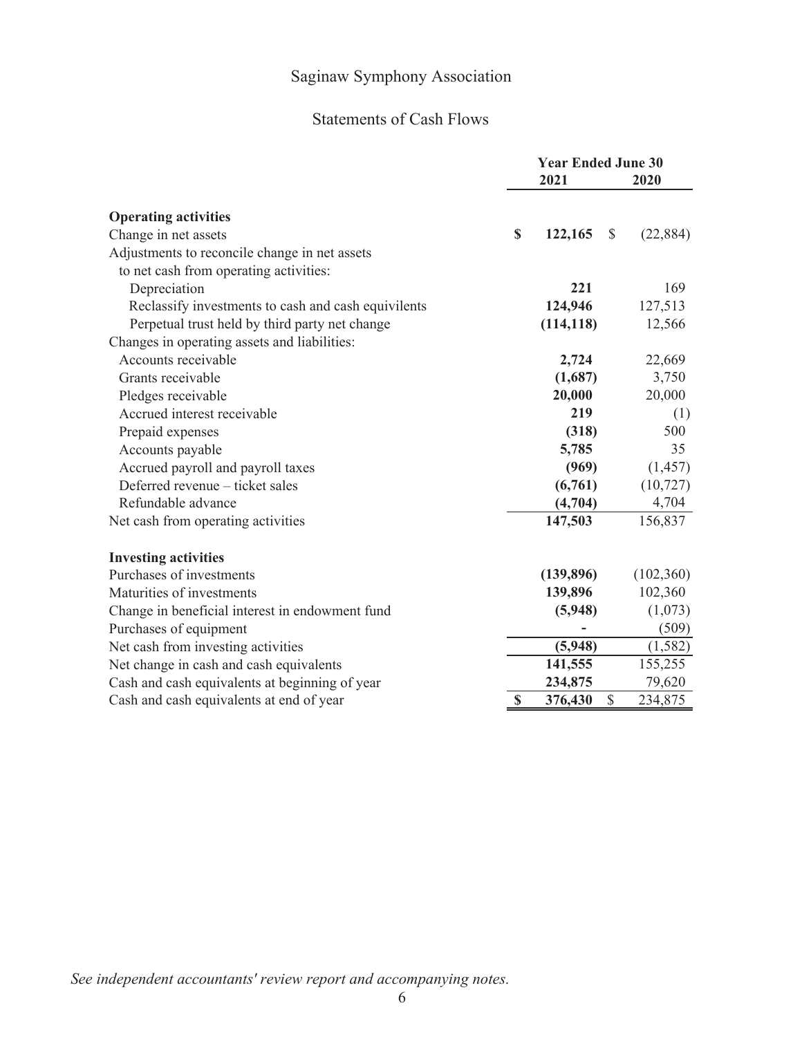# Saginaw Symphony Association

## Statements of Cash Flows

| | Year Ended June 30 | |
|---|---|---|
| | 2021 | 2020 |
| **Operating activities** | | |
| Change in net assets | **$ 122,165** | $ (22,884) |
| Adjustments to reconcile change in net assets to net cash from operating activities: | | |
| Depreciation | **221** | 169 |
| Reclassify investments to cash and cash equivilents | **124,946** | 127,513 |
| Perpetual trust held by third party net change | **(114,118)** | 12,566 |
| Changes in operating assets and liabilities: | | |
| Accounts receivable | **2,724** | 22,669 |
| Grants receivable | **(1,687)** | 3,750 |
| Pledges receivable | **20,000** | 20,000 |
| Accrued interest receivable | **219** | (1) |
| Prepaid expenses | **(318)** | 500 |
| Accounts payable | **5,785** | 35 |
| Accrued payroll and payroll taxes | **(969)** | (1,457) |
| Deferred revenue – ticket sales | **(6,761)** | (10,727) |
| Refundable advance | **(4,704)** | 4,704 |
| Net cash from operating activities | **147,503** | 156,837 |
| **Investing activities** | | |
| Purchases of investments | **(139,896)** | (102,360) |
| Maturities of investments | **139,896** | 102,360 |
| Change in beneficial interest in endowment fund | **(5,948)** | (1,073) |
| Purchases of equipment | **-** | (509) |
| Net cash from investing activities | **(5,948)** | (1,582) |
| Net change in cash and cash equivalents | **141,555** | 155,255 |
| Cash and cash equivalents at beginning of year | **234,875** | 79,620 |
| Cash and cash equivalents at end of year | **$ 376,430** | $ 234,875 |

*See independent accountants' review report and accompanying notes.*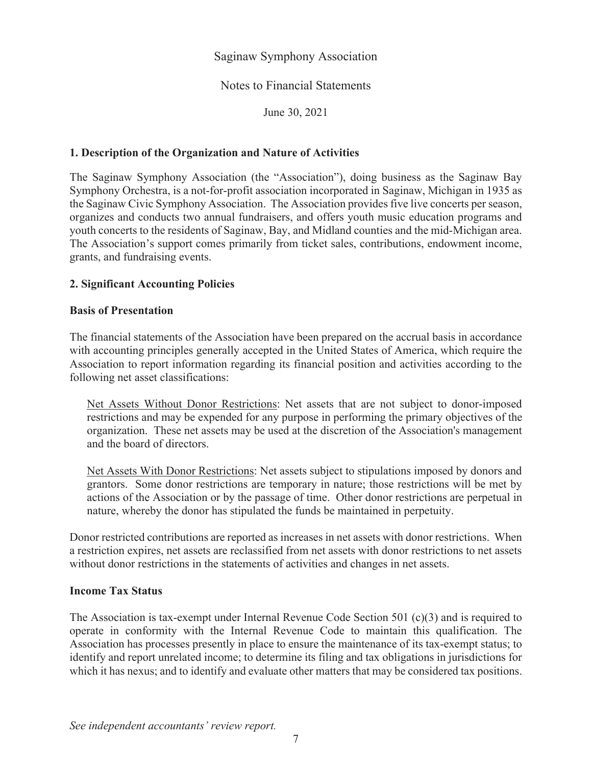Saginaw Symphony Association

Notes to Financial Statements

June 30, 2021

## 1. Description of the Organization and Nature of Activities

The Saginaw Symphony Association (the "Association"), doing business as the Saginaw Bay Symphony Orchestra, is a not-for-profit association incorporated in Saginaw, Michigan in 1935 as the Saginaw Civic Symphony Association. The Association provides five live concerts per season, organizes and conducts two annual fundraisers, and offers youth music education programs and youth concerts to the residents of Saginaw, Bay, and Midland counties and the mid-Michigan area. The Association's support comes primarily from ticket sales, contributions, endowment income, grants, and fundraising events.

## 2. Significant Accounting Policies

### Basis of Presentation

The financial statements of the Association have been prepared on the accrual basis in accordance with accounting principles generally accepted in the United States of America, which require the Association to report information regarding its financial position and activities according to the following net asset classifications:

Net Assets Without Donor Restrictions: Net assets that are not subject to donor-imposed restrictions and may be expended for any purpose in performing the primary objectives of the organization. These net assets may be used at the discretion of the Association's management and the board of directors.

Net Assets With Donor Restrictions: Net assets subject to stipulations imposed by donors and grantors. Some donor restrictions are temporary in nature; those restrictions will be met by actions of the Association or by the passage of time. Other donor restrictions are perpetual in nature, whereby the donor has stipulated the funds be maintained in perpetuity.

Donor restricted contributions are reported as increases in net assets with donor restrictions. When a restriction expires, net assets are reclassified from net assets with donor restrictions to net assets without donor restrictions in the statements of activities and changes in net assets.

### Income Tax Status

The Association is tax-exempt under Internal Revenue Code Section 501 (c)(3) and is required to operate in conformity with the Internal Revenue Code to maintain this qualification. The Association has processes presently in place to ensure the maintenance of its tax-exempt status; to identify and report unrelated income; to determine its filing and tax obligations in jurisdictions for which it has nexus; and to identify and evaluate other matters that may be considered tax positions.

*See independent accountants' review report.*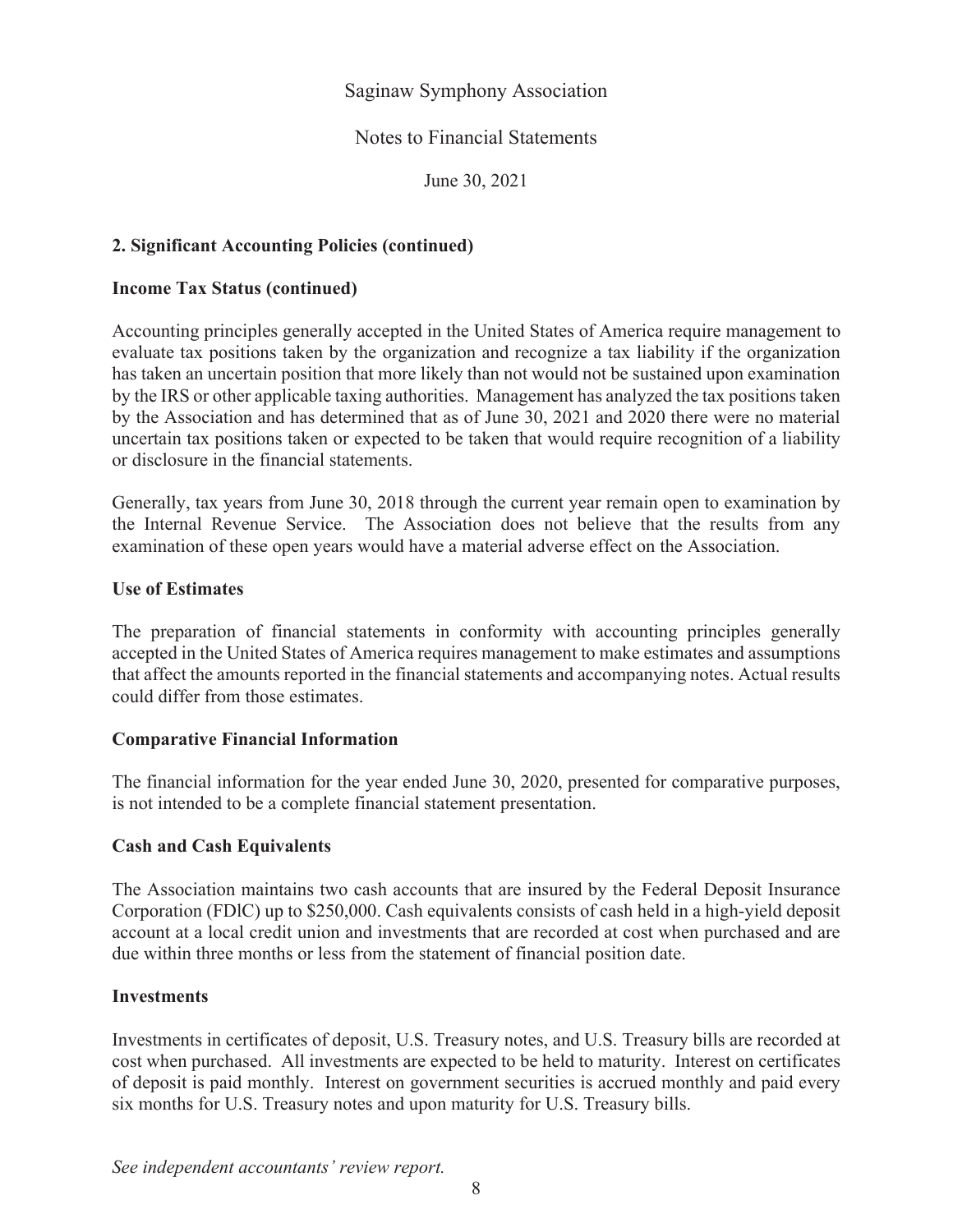## 2. Significant Accounting Policies (continued)

### Income Tax Status (continued)

Accounting principles generally accepted in the United States of America require management to evaluate tax positions taken by the organization and recognize a tax liability if the organization has taken an uncertain position that more likely than not would not be sustained upon examination by the IRS or other applicable taxing authorities. Management has analyzed the tax positions taken by the Association and has determined that as of June 30, 2021 and 2020 there were no material uncertain tax positions taken or expected to be taken that would require recognition of a liability or disclosure in the financial statements.

Generally, tax years from June 30, 2018 through the current year remain open to examination by the Internal Revenue Service. The Association does not believe that the results from any examination of these open years would have a material adverse effect on the Association.

### Use of Estimates

The preparation of financial statements in conformity with accounting principles generally accepted in the United States of America requires management to make estimates and assumptions that affect the amounts reported in the financial statements and accompanying notes. Actual results could differ from those estimates.

### Comparative Financial Information

The financial information for the year ended June 30, 2020, presented for comparative purposes, is not intended to be a complete financial statement presentation.

### Cash and Cash Equivalents

The Association maintains two cash accounts that are insured by the Federal Deposit Insurance Corporation (FDlC) up to $250,000. Cash equivalents consists of cash held in a high-yield deposit account at a local credit union and investments that are recorded at cost when purchased and are due within three months or less from the statement of financial position date.

### Investments

Investments in certificates of deposit, U.S. Treasury notes, and U.S. Treasury bills are recorded at cost when purchased. All investments are expected to be held to maturity. Interest on certificates of deposit is paid monthly. Interest on government securities is accrued monthly and paid every six months for U.S. Treasury notes and upon maturity for U.S. Treasury bills.

*See independent accountants' review report.*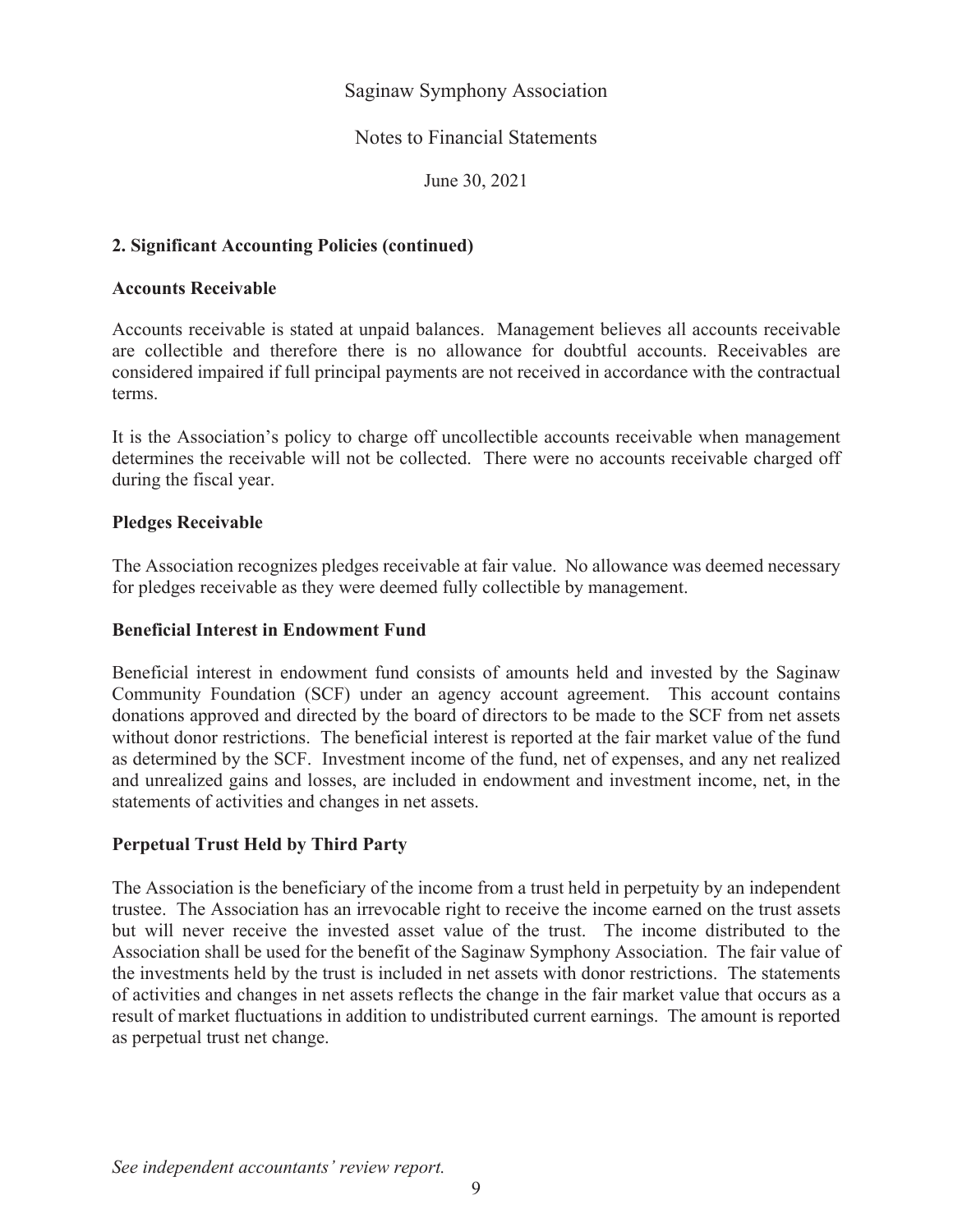## 2. Significant Accounting Policies (continued)

### Accounts Receivable

Accounts receivable is stated at unpaid balances. Management believes all accounts receivable are collectible and therefore there is no allowance for doubtful accounts. Receivables are considered impaired if full principal payments are not received in accordance with the contractual terms.

It is the Association's policy to charge off uncollectible accounts receivable when management determines the receivable will not be collected. There were no accounts receivable charged off during the fiscal year.

### Pledges Receivable

The Association recognizes pledges receivable at fair value. No allowance was deemed necessary for pledges receivable as they were deemed fully collectible by management.

### Beneficial Interest in Endowment Fund

Beneficial interest in endowment fund consists of amounts held and invested by the Saginaw Community Foundation (SCF) under an agency account agreement. This account contains donations approved and directed by the board of directors to be made to the SCF from net assets without donor restrictions. The beneficial interest is reported at the fair market value of the fund as determined by the SCF. Investment income of the fund, net of expenses, and any net realized and unrealized gains and losses, are included in endowment and investment income, net, in the statements of activities and changes in net assets.

### Perpetual Trust Held by Third Party

The Association is the beneficiary of the income from a trust held in perpetuity by an independent trustee. The Association has an irrevocable right to receive the income earned on the trust assets but will never receive the invested asset value of the trust. The income distributed to the Association shall be used for the benefit of the Saginaw Symphony Association. The fair value of the investments held by the trust is included in net assets with donor restrictions. The statements of activities and changes in net assets reflects the change in the fair market value that occurs as a result of market fluctuations in addition to undistributed current earnings. The amount is reported as perpetual trust net change.

*See independent accountants' review report.*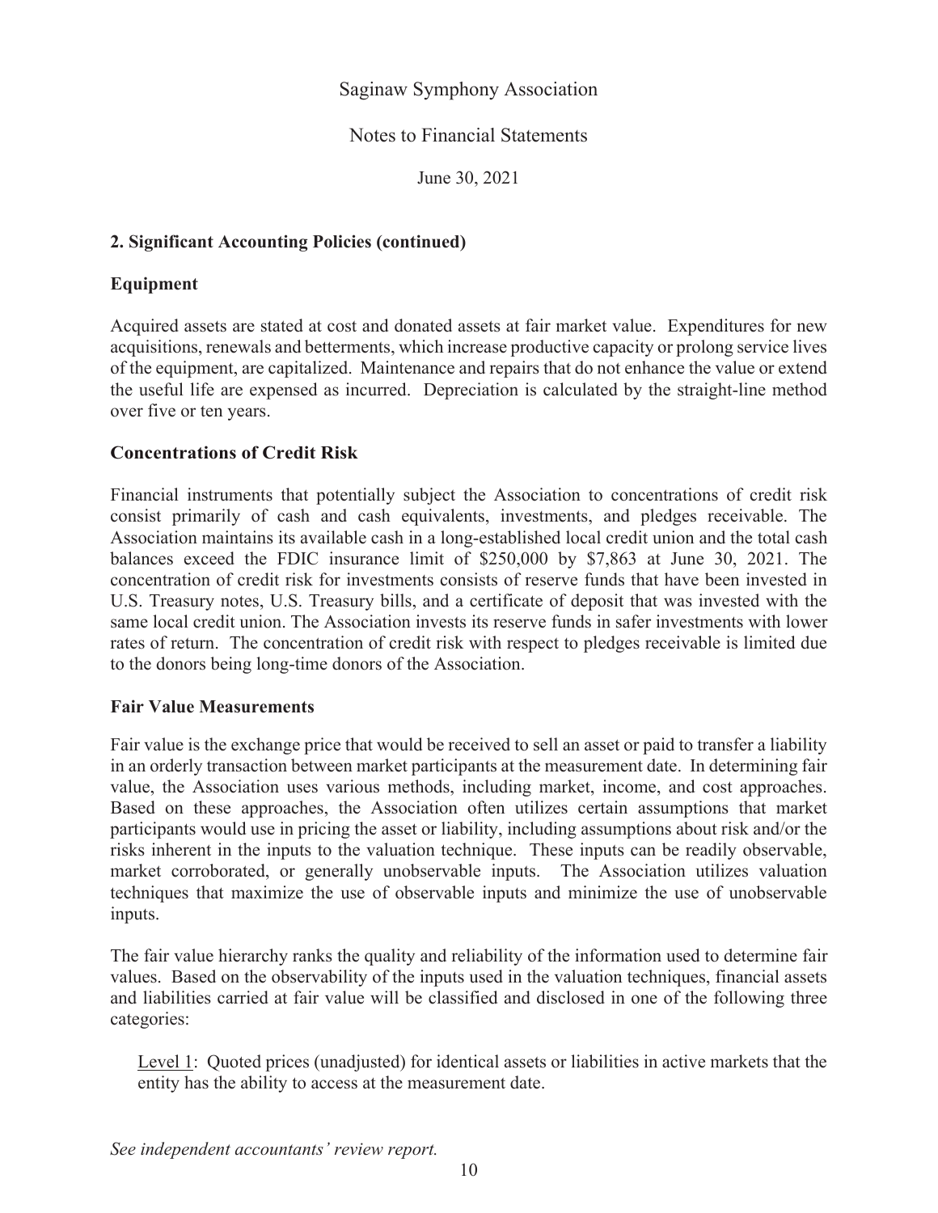## 2. Significant Accounting Policies (continued)

### Equipment

Acquired assets are stated at cost and donated assets at fair market value. Expenditures for new acquisitions, renewals and betterments, which increase productive capacity or prolong service lives of the equipment, are capitalized. Maintenance and repairs that do not enhance the value or extend the useful life are expensed as incurred. Depreciation is calculated by the straight-line method over five or ten years.

### Concentrations of Credit Risk

Financial instruments that potentially subject the Association to concentrations of credit risk consist primarily of cash and cash equivalents, investments, and pledges receivable. The Association maintains its available cash in a long-established local credit union and the total cash balances exceed the FDIC insurance limit of $250,000 by $7,863 at June 30, 2021. The concentration of credit risk for investments consists of reserve funds that have been invested in U.S. Treasury notes, U.S. Treasury bills, and a certificate of deposit that was invested with the same local credit union. The Association invests its reserve funds in safer investments with lower rates of return. The concentration of credit risk with respect to pledges receivable is limited due to the donors being long-time donors of the Association.

### Fair Value Measurements

Fair value is the exchange price that would be received to sell an asset or paid to transfer a liability in an orderly transaction between market participants at the measurement date. In determining fair value, the Association uses various methods, including market, income, and cost approaches. Based on these approaches, the Association often utilizes certain assumptions that market participants would use in pricing the asset or liability, including assumptions about risk and/or the risks inherent in the inputs to the valuation technique. These inputs can be readily observable, market corroborated, or generally unobservable inputs. The Association utilizes valuation techniques that maximize the use of observable inputs and minimize the use of unobservable inputs.

The fair value hierarchy ranks the quality and reliability of the information used to determine fair values. Based on the observability of the inputs used in the valuation techniques, financial assets and liabilities carried at fair value will be classified and disclosed in one of the following three categories:

Level 1: Quoted prices (unadjusted) for identical assets or liabilities in active markets that the entity has the ability to access at the measurement date.

*See independent accountants' review report.*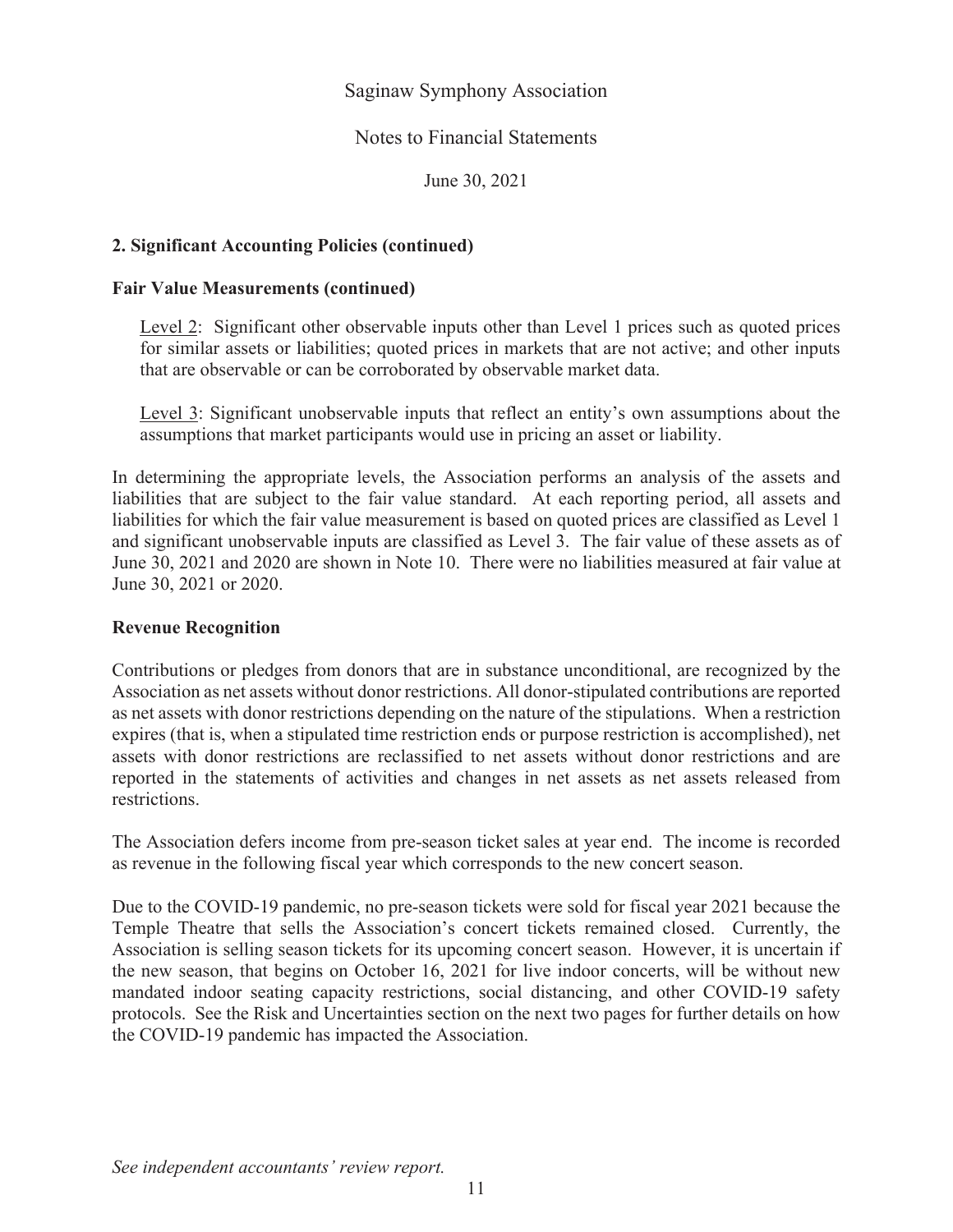## 2. Significant Accounting Policies (continued)

### Fair Value Measurements (continued)

Level 2: Significant other observable inputs other than Level 1 prices such as quoted prices for similar assets or liabilities; quoted prices in markets that are not active; and other inputs that are observable or can be corroborated by observable market data.

Level 3: Significant unobservable inputs that reflect an entity's own assumptions about the assumptions that market participants would use in pricing an asset or liability.

In determining the appropriate levels, the Association performs an analysis of the assets and liabilities that are subject to the fair value standard. At each reporting period, all assets and liabilities for which the fair value measurement is based on quoted prices are classified as Level 1 and significant unobservable inputs are classified as Level 3. The fair value of these assets as of June 30, 2021 and 2020 are shown in Note 10. There were no liabilities measured at fair value at June 30, 2021 or 2020.

### Revenue Recognition

Contributions or pledges from donors that are in substance unconditional, are recognized by the Association as net assets without donor restrictions. All donor-stipulated contributions are reported as net assets with donor restrictions depending on the nature of the stipulations. When a restriction expires (that is, when a stipulated time restriction ends or purpose restriction is accomplished), net assets with donor restrictions are reclassified to net assets without donor restrictions and are reported in the statements of activities and changes in net assets as net assets released from restrictions.

The Association defers income from pre-season ticket sales at year end. The income is recorded as revenue in the following fiscal year which corresponds to the new concert season.

Due to the COVID-19 pandemic, no pre-season tickets were sold for fiscal year 2021 because the Temple Theatre that sells the Association's concert tickets remained closed. Currently, the Association is selling season tickets for its upcoming concert season. However, it is uncertain if the new season, that begins on October 16, 2021 for live indoor concerts, will be without new mandated indoor seating capacity restrictions, social distancing, and other COVID-19 safety protocols. See the Risk and Uncertainties section on the next two pages for further details on how the COVID-19 pandemic has impacted the Association.

*See independent accountants' review report.*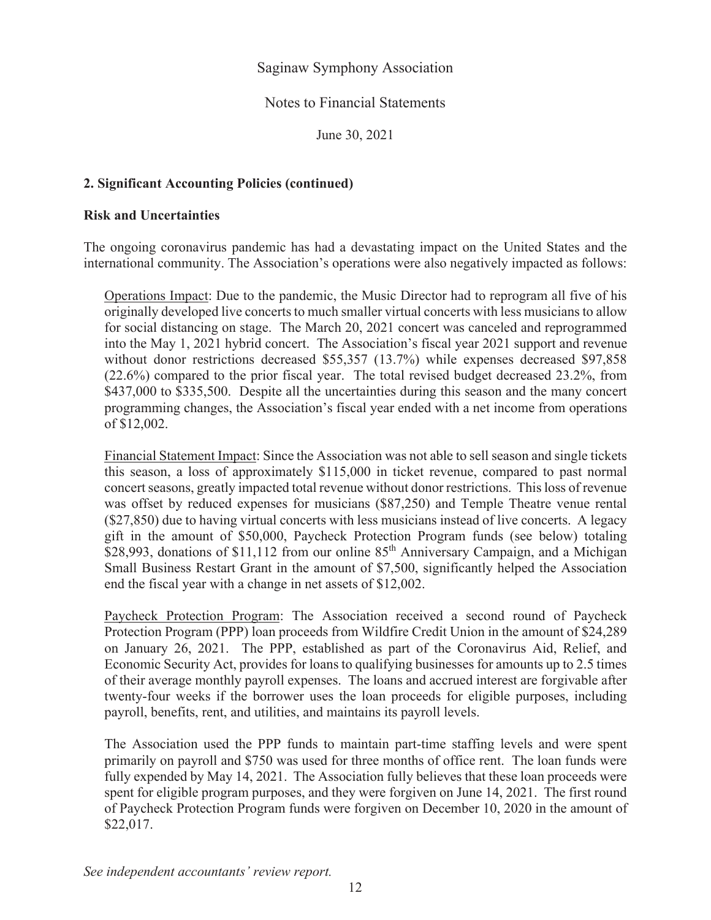Saginaw Symphony Association

Notes to Financial Statements

June 30, 2021

**2. Significant Accounting Policies (continued)**

**Risk and Uncertainties**

The ongoing coronavirus pandemic has had a devastating impact on the United States and the international community. The Association's operations were also negatively impacted as follows:

Operations Impact: Due to the pandemic, the Music Director had to reprogram all five of his originally developed live concerts to much smaller virtual concerts with less musicians to allow for social distancing on stage. The March 20, 2021 concert was canceled and reprogrammed into the May 1, 2021 hybrid concert. The Association's fiscal year 2021 support and revenue without donor restrictions decreased $55,357 (13.7%) while expenses decreased $97,858 (22.6%) compared to the prior fiscal year. The total revised budget decreased 23.2%, from $437,000 to $335,500. Despite all the uncertainties during this season and the many concert programming changes, the Association's fiscal year ended with a net income from operations of $12,002.

Financial Statement Impact: Since the Association was not able to sell season and single tickets this season, a loss of approximately $115,000 in ticket revenue, compared to past normal concert seasons, greatly impacted total revenue without donor restrictions. This loss of revenue was offset by reduced expenses for musicians ($87,250) and Temple Theatre venue rental ($27,850) due to having virtual concerts with less musicians instead of live concerts. A legacy gift in the amount of $50,000, Paycheck Protection Program funds (see below) totaling $28,993, donations of $11,112 from our online 85th Anniversary Campaign, and a Michigan Small Business Restart Grant in the amount of $7,500, significantly helped the Association end the fiscal year with a change in net assets of $12,002.

Paycheck Protection Program: The Association received a second round of Paycheck Protection Program (PPP) loan proceeds from Wildfire Credit Union in the amount of $24,289 on January 26, 2021. The PPP, established as part of the Coronavirus Aid, Relief, and Economic Security Act, provides for loans to qualifying businesses for amounts up to 2.5 times of their average monthly payroll expenses. The loans and accrued interest are forgivable after twenty-four weeks if the borrower uses the loan proceeds for eligible purposes, including payroll, benefits, rent, and utilities, and maintains its payroll levels.

The Association used the PPP funds to maintain part-time staffing levels and were spent primarily on payroll and $750 was used for three months of office rent. The loan funds were fully expended by May 14, 2021. The Association fully believes that these loan proceeds were spent for eligible program purposes, and they were forgiven on June 14, 2021. The first round of Paycheck Protection Program funds were forgiven on December 10, 2020 in the amount of $22,017.

*See independent accountants' review report.*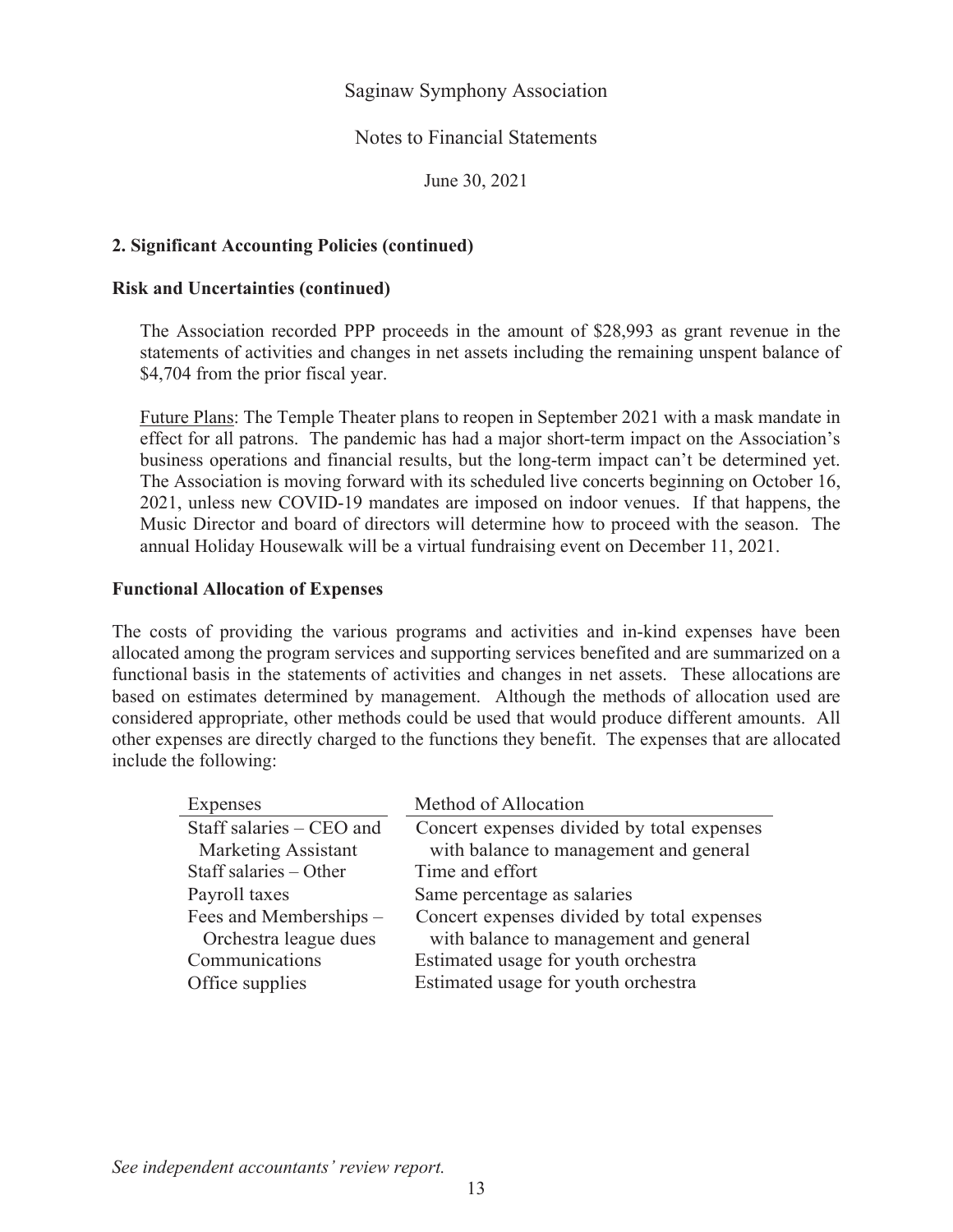**2. Significant Accounting Policies (continued)**

**Risk and Uncertainties (continued)**

The Association recorded PPP proceeds in the amount of $28,993 as grant revenue in the statements of activities and changes in net assets including the remaining unspent balance of $4,704 from the prior fiscal year.

Future Plans: The Temple Theater plans to reopen in September 2021 with a mask mandate in effect for all patrons. The pandemic has had a major short-term impact on the Association's business operations and financial results, but the long-term impact can't be determined yet. The Association is moving forward with its scheduled live concerts beginning on October 16, 2021, unless new COVID-19 mandates are imposed on indoor venues. If that happens, the Music Director and board of directors will determine how to proceed with the season. The annual Holiday Housewalk will be a virtual fundraising event on December 11, 2021.

**Functional Allocation of Expenses**

The costs of providing the various programs and activities and in-kind expenses have been allocated among the program services and supporting services benefited and are summarized on a functional basis in the statements of activities and changes in net assets. These allocations are based on estimates determined by management. Although the methods of allocation used are considered appropriate, other methods could be used that would produce different amounts. All other expenses are directly charged to the functions they benefit. The expenses that are allocated include the following:

| Expenses | Method of Allocation |
|---|---|
| Staff salaries – CEO and Marketing Assistant | Concert expenses divided by total expenses with balance to management and general |
| Staff salaries – Other | Time and effort |
| Payroll taxes | Same percentage as salaries |
| Fees and Memberships – Orchestra league dues | Concert expenses divided by total expenses with balance to management and general |
| Communications | Estimated usage for youth orchestra |
| Office supplies | Estimated usage for youth orchestra |

*See independent accountants' review report.*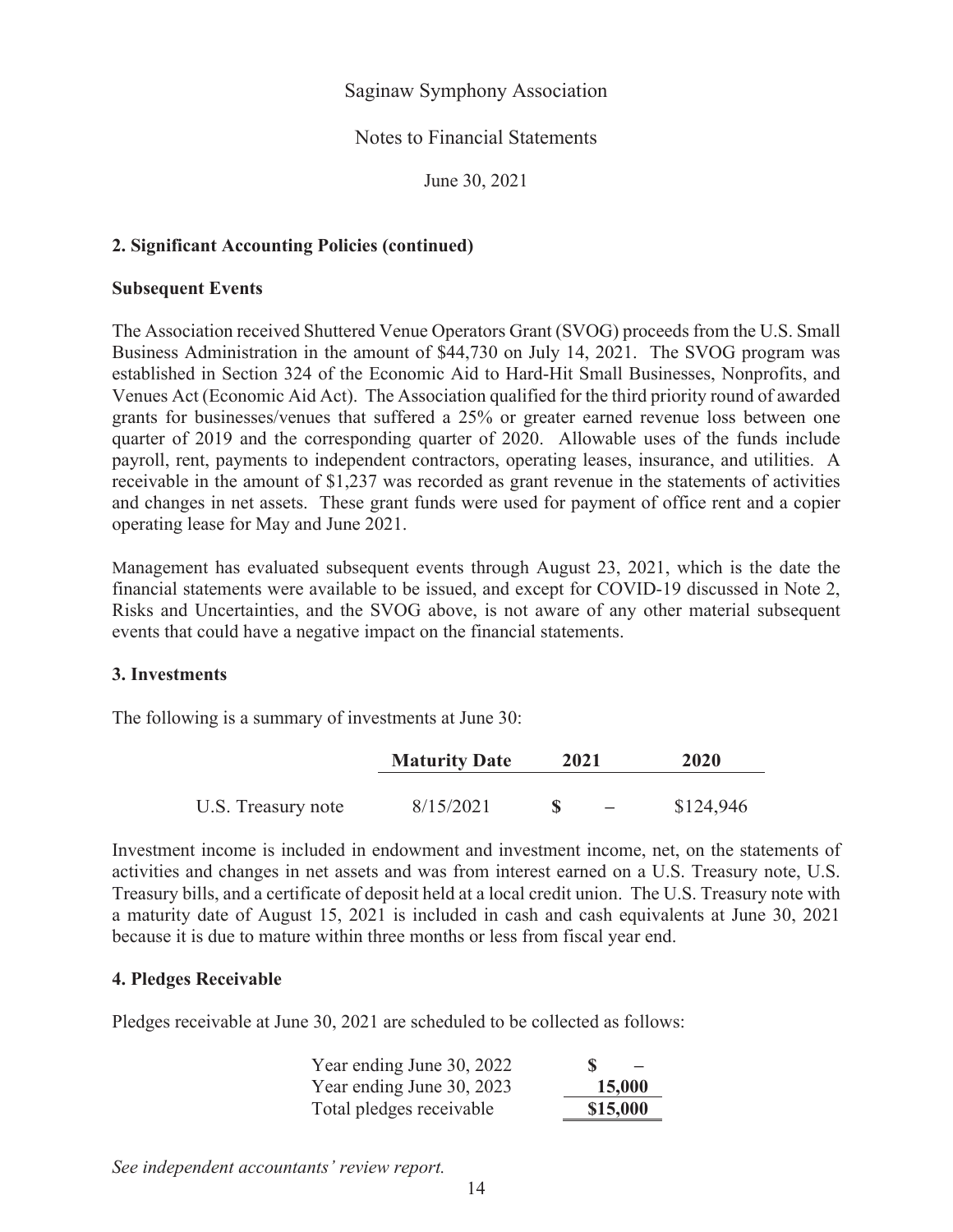Saginaw Symphony Association

Notes to Financial Statements

June 30, 2021

**2. Significant Accounting Policies (continued)**

**Subsequent Events**

The Association received Shuttered Venue Operators Grant (SVOG) proceeds from the U.S. Small Business Administration in the amount of $44,730 on July 14, 2021. The SVOG program was established in Section 324 of the Economic Aid to Hard-Hit Small Businesses, Nonprofits, and Venues Act (Economic Aid Act). The Association qualified for the third priority round of awarded grants for businesses/venues that suffered a 25% or greater earned revenue loss between one quarter of 2019 and the corresponding quarter of 2020. Allowable uses of the funds include payroll, rent, payments to independent contractors, operating leases, insurance, and utilities. A receivable in the amount of $1,237 was recorded as grant revenue in the statements of activities and changes in net assets. These grant funds were used for payment of office rent and a copier operating lease for May and June 2021.

Management has evaluated subsequent events through August 23, 2021, which is the date the financial statements were available to be issued, and except for COVID-19 discussed in Note 2, Risks and Uncertainties, and the SVOG above, is not aware of any other material subsequent events that could have a negative impact on the financial statements.

**3. Investments**

The following is a summary of investments at June 30:

| | **Maturity Date** | **2021** | **2020** |
|---|---|---|---|
| U.S. Treasury note | 8/15/2021 | $ – | $124,946 |

Investment income is included in endowment and investment income, net, on the statements of activities and changes in net assets and was from interest earned on a U.S. Treasury note, U.S. Treasury bills, and a certificate of deposit held at a local credit union. The U.S. Treasury note with a maturity date of August 15, 2021 is included in cash and cash equivalents at June 30, 2021 because it is due to mature within three months or less from fiscal year end.

**4. Pledges Receivable**

Pledges receivable at June 30, 2021 are scheduled to be collected as follows:

| | |
|---|---|
| Year ending June 30, 2022 | $ – |
| Year ending June 30, 2023 | **15,000** |
| Total pledges receivable | **$15,000** |

*See independent accountants' review report.*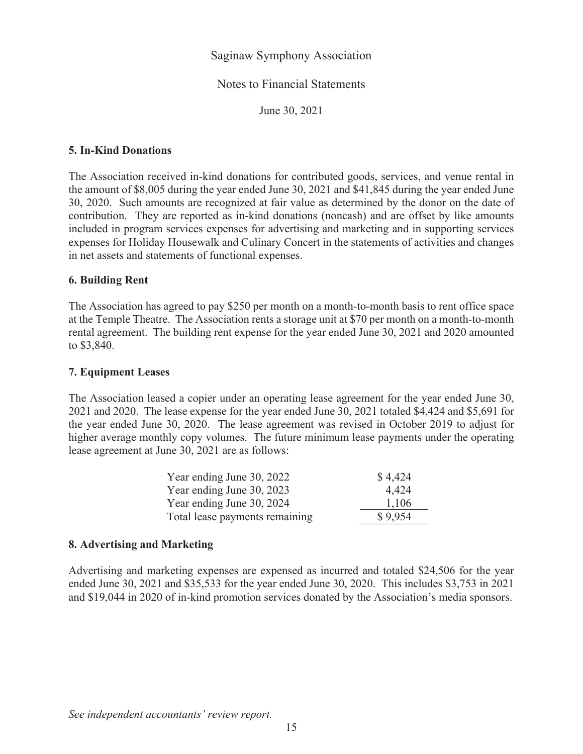Saginaw Symphony Association

Notes to Financial Statements

June 30, 2021

### 5. In-Kind Donations

The Association received in-kind donations for contributed goods, services, and venue rental in the amount of $8,005 during the year ended June 30, 2021 and $41,845 during the year ended June 30, 2020. Such amounts are recognized at fair value as determined by the donor on the date of contribution. They are reported as in-kind donations (noncash) and are offset by like amounts included in program services expenses for advertising and marketing and in supporting services expenses for Holiday Housewalk and Culinary Concert in the statements of activities and changes in net assets and statements of functional expenses.

### 6. Building Rent

The Association has agreed to pay $250 per month on a month-to-month basis to rent office space at the Temple Theatre. The Association rents a storage unit at $70 per month on a month-to-month rental agreement. The building rent expense for the year ended June 30, 2021 and 2020 amounted to $3,840.

### 7. Equipment Leases

The Association leased a copier under an operating lease agreement for the year ended June 30, 2021 and 2020. The lease expense for the year ended June 30, 2021 totaled $4,424 and $5,691 for the year ended June 30, 2020. The lease agreement was revised in October 2019 to adjust for higher average monthly copy volumes. The future minimum lease payments under the operating lease agreement at June 30, 2021 are as follows:

| | |
|---|---|
| Year ending June 30, 2022 | $ 4,424 |
| Year ending June 30, 2023 | 4,424 |
| Year ending June 30, 2024 | 1,106 |
| Total lease payments remaining | $ 9,954 |

### 8. Advertising and Marketing

Advertising and marketing expenses are expensed as incurred and totaled $24,506 for the year ended June 30, 2021 and $35,533 for the year ended June 30, 2020. This includes $3,753 in 2021 and $19,044 in 2020 of in-kind promotion services donated by the Association's media sponsors.

*See independent accountants' review report.*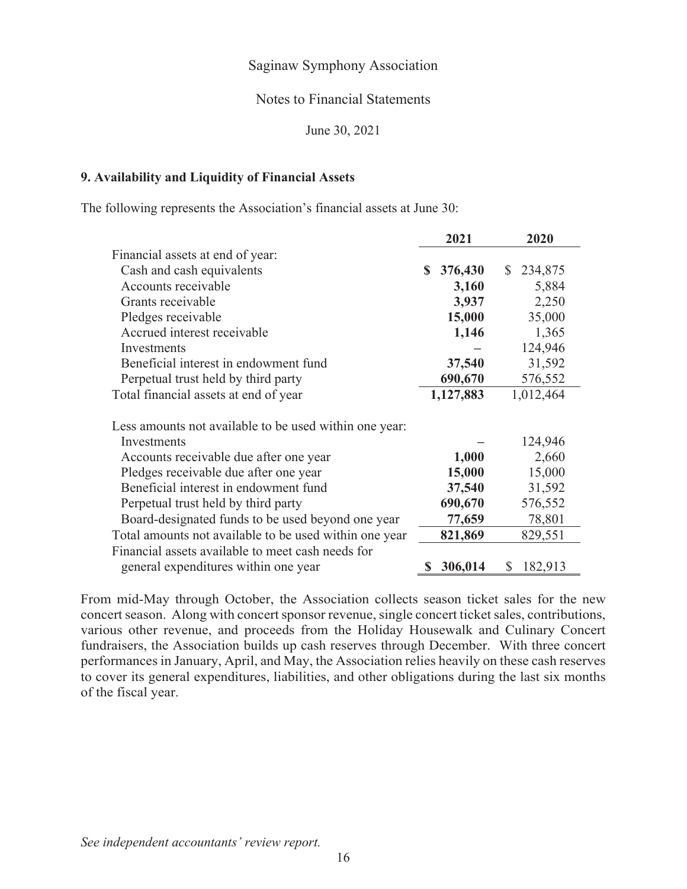Saginaw Symphony Association

Notes to Financial Statements

June 30, 2021

**9. Availability and Liquidity of Financial Assets**

The following represents the Association's financial assets at June 30:

| | 2021 | 2020 |
|---|---|---|
| Financial assets at end of year: | | |
| Cash and cash equivalents | **$ 376,430** | $ 234,875 |
| Accounts receivable | **3,160** | 5,884 |
| Grants receivable | **3,937** | 2,250 |
| Pledges receivable | **15,000** | 35,000 |
| Accrued interest receivable | **1,146** | 1,365 |
| Investments | **–** | 124,946 |
| Beneficial interest in endowment fund | **37,540** | 31,592 |
| Perpetual trust held by third party | **690,670** | 576,552 |
| Total financial assets at end of year | **1,127,883** | 1,012,464 |
| | | |
| Less amounts not available to be used within one year: | | |
| Investments | **–** | 124,946 |
| Accounts receivable due after one year | **1,000** | 2,660 |
| Pledges receivable due after one year | **15,000** | 15,000 |
| Beneficial interest in endowment fund | **37,540** | 31,592 |
| Perpetual trust held by third party | **690,670** | 576,552 |
| Board-designated funds to be used beyond one year | **77,659** | 78,801 |
| Total amounts not available to be used within one year | **821,869** | 829,551 |
| Financial assets available to meet cash needs for general expenditures within one year | **$ 306,014** | $ 182,913 |

From mid-May through October, the Association collects season ticket sales for the new concert season. Along with concert sponsor revenue, single concert ticket sales, contributions, various other revenue, and proceeds from the Holiday Housewalk and Culinary Concert fundraisers, the Association builds up cash reserves through December. With three concert performances in January, April, and May, the Association relies heavily on these cash reserves to cover its general expenditures, liabilities, and other obligations during the last six months of the fiscal year.

*See independent accountants' review report.*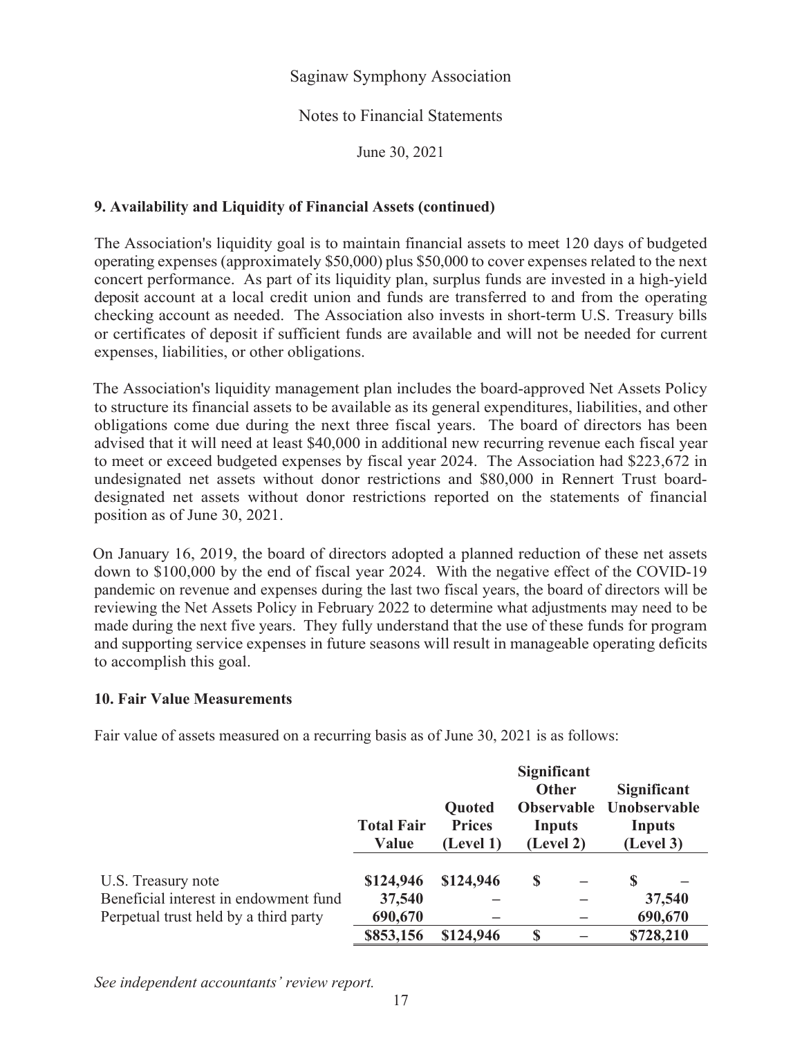### 9. Availability and Liquidity of Financial Assets (continued)

The Association's liquidity goal is to maintain financial assets to meet 120 days of budgeted operating expenses (approximately $50,000) plus $50,000 to cover expenses related to the next concert performance. As part of its liquidity plan, surplus funds are invested in a high-yield deposit account at a local credit union and funds are transferred to and from the operating checking account as needed. The Association also invests in short-term U.S. Treasury bills or certificates of deposit if sufficient funds are available and will not be needed for current expenses, liabilities, or other obligations.

The Association's liquidity management plan includes the board-approved Net Assets Policy to structure its financial assets to be available as its general expenditures, liabilities, and other obligations come due during the next three fiscal years. The board of directors has been advised that it will need at least $40,000 in additional new recurring revenue each fiscal year to meet or exceed budgeted expenses by fiscal year 2024. The Association had $223,672 in undesignated net assets without donor restrictions and $80,000 in Rennert Trust board-designated net assets without donor restrictions reported on the statements of financial position as of June 30, 2021.

On January 16, 2019, the board of directors adopted a planned reduction of these net assets down to $100,000 by the end of fiscal year 2024. With the negative effect of the COVID-19 pandemic on revenue and expenses during the last two fiscal years, the board of directors will be reviewing the Net Assets Policy in February 2022 to determine what adjustments may need to be made during the next five years. They fully understand that the use of these funds for program and supporting service expenses in future seasons will result in manageable operating deficits to accomplish this goal.

### 10. Fair Value Measurements

Fair value of assets measured on a recurring basis as of June 30, 2021 is as follows:

| | Total Fair Value | Quoted Prices (Level 1) | Significant Other Observable Inputs (Level 2) | Significant Unobservable Inputs (Level 3) |
|---|---|---|---|---|
| U.S. Treasury note | $124,946 | $124,946 | $ – | $ – |
| Beneficial interest in endowment fund | 37,540 | – | – | 37,540 |
| Perpetual trust held by a third party | 690,670 | – | – | 690,670 |
| | $853,156 | $124,946 | $ – | $728,210 |

*See independent accountants' review report.*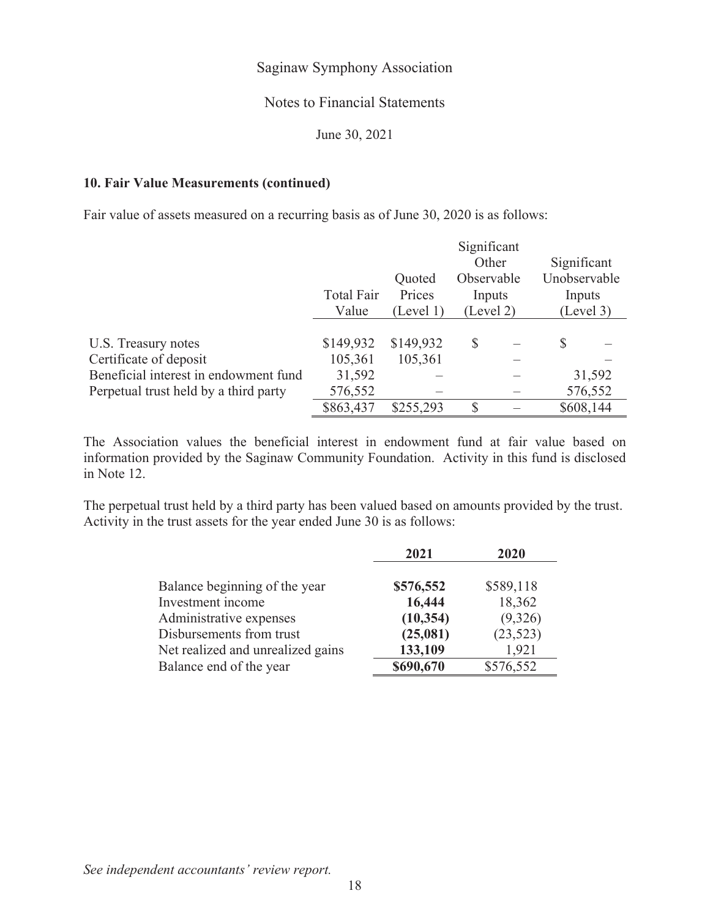## 10. Fair Value Measurements (continued)

Fair value of assets measured on a recurring basis as of June 30, 2020 is as follows:

| | Total Fair Value | Quoted Prices (Level 1) | Significant Other Observable Inputs (Level 2) | Significant Unobservable Inputs (Level 3) |
|---|---|---|---|---|
| U.S. Treasury notes | $149,932 | $149,932 | $ – | $ – |
| Certificate of deposit | 105,361 | 105,361 | – | – |
| Beneficial interest in endowment fund | 31,592 | – | – | 31,592 |
| Perpetual trust held by a third party | 576,552 | – | – | 576,552 |
| | $863,437 | $255,293 | $ – | $608,144 |

The Association values the beneficial interest in endowment fund at fair value based on information provided by the Saginaw Community Foundation. Activity in this fund is disclosed in Note 12.

The perpetual trust held by a third party has been valued based on amounts provided by the trust. Activity in the trust assets for the year ended June 30 is as follows:

| | **2021** | 2020 |
|---|---|---|
| Balance beginning of the year | **$576,552** | $589,118 |
| Investment income | **16,444** | 18,362 |
| Administrative expenses | **(10,354)** | (9,326) |
| Disbursements from trust | **(25,081)** | (23,523) |
| Net realized and unrealized gains | **133,109** | 1,921 |
| Balance end of the year | **$690,670** | $576,552 |

*See independent accountants' review report.*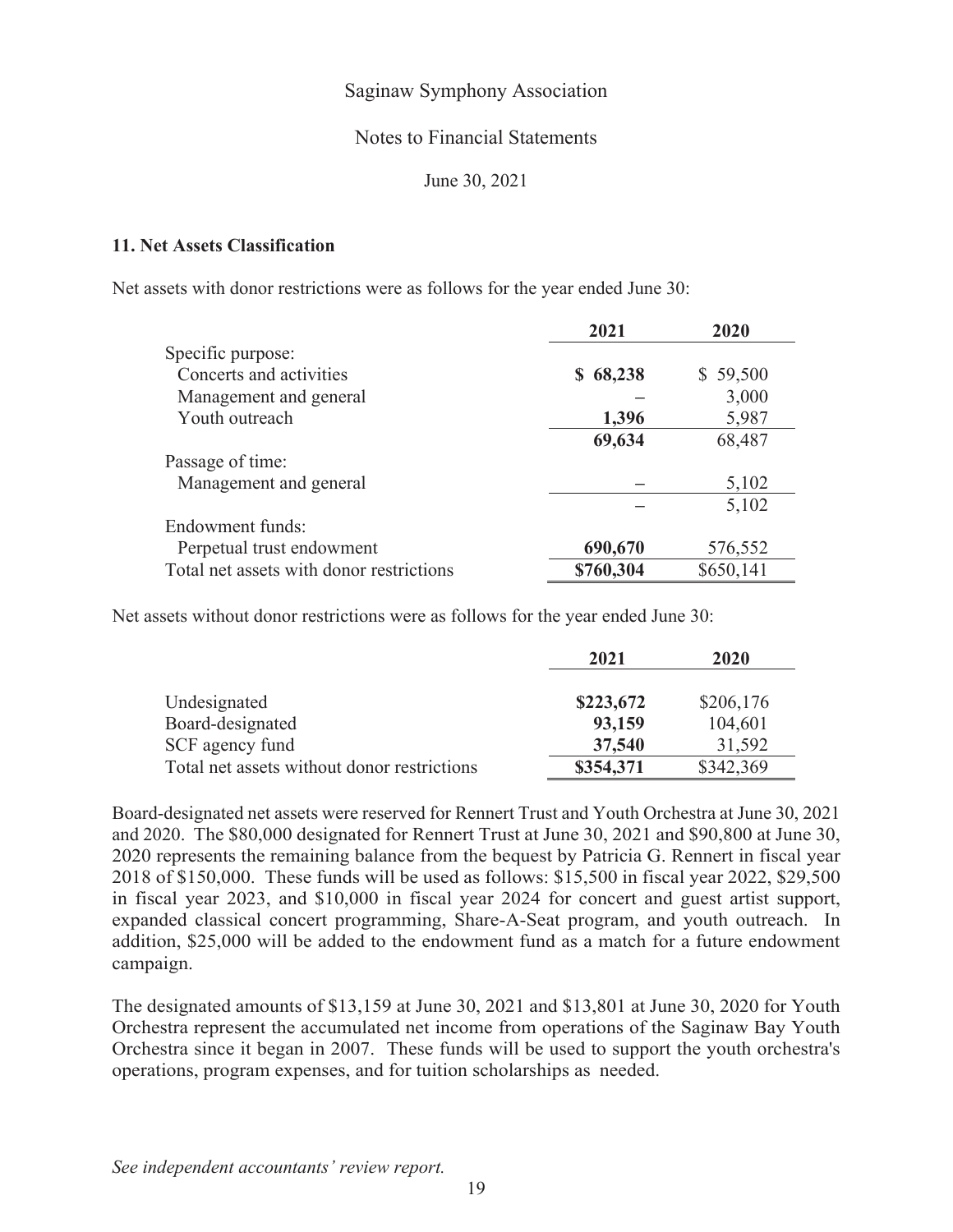Saginaw Symphony Association

Notes to Financial Statements

June 30, 2021

### 11. Net Assets Classification

Net assets with donor restrictions were as follows for the year ended June 30:

| | 2021 | 2020 |
|---|---|---|
| Specific purpose: | | |
| Concerts and activities | **$ 68,238** | $ 59,500 |
| Management and general | – | 3,000 |
| Youth outreach | **1,396** | 5,987 |
| | **69,634** | 68,487 |
| Passage of time: | | |
| Management and general | – | 5,102 |
| | – | 5,102 |
| Endowment funds: | | |
| Perpetual trust endowment | **690,670** | 576,552 |
| Total net assets with donor restrictions | **$760,304** | $650,141 |

Net assets without donor restrictions were as follows for the year ended June 30:

| | 2021 | 2020 |
|---|---|---|
| Undesignated | **$223,672** | $206,176 |
| Board-designated | **93,159** | 104,601 |
| SCF agency fund | **37,540** | 31,592 |
| Total net assets without donor restrictions | **$354,371** | $342,369 |

Board-designated net assets were reserved for Rennert Trust and Youth Orchestra at June 30, 2021 and 2020. The $80,000 designated for Rennert Trust at June 30, 2021 and $90,800 at June 30, 2020 represents the remaining balance from the bequest by Patricia G. Rennert in fiscal year 2018 of $150,000. These funds will be used as follows: $15,500 in fiscal year 2022, $29,500 in fiscal year 2023, and $10,000 in fiscal year 2024 for concert and guest artist support, expanded classical concert programming, Share-A-Seat program, and youth outreach. In addition, $25,000 will be added to the endowment fund as a match for a future endowment campaign.

The designated amounts of $13,159 at June 30, 2021 and $13,801 at June 30, 2020 for Youth Orchestra represent the accumulated net income from operations of the Saginaw Bay Youth Orchestra since it began in 2007. These funds will be used to support the youth orchestra's operations, program expenses, and for tuition scholarships as needed.

*See independent accountants' review report.*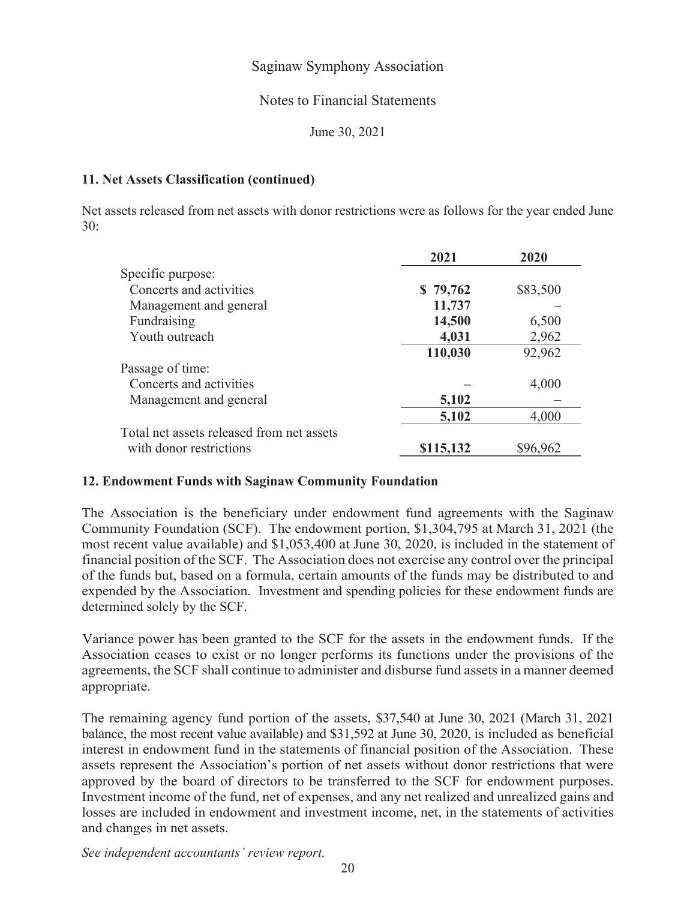### 11. Net Assets Classification (continued)

Net assets released from net assets with donor restrictions were as follows for the year ended June 30:

| | 2021 | 2020 |
|---|---|---|
| Specific purpose: | | |
| Concerts and activities | **$ 79,762** | $83,500 |
| Management and general | **11,737** | – |
| Fundraising | **14,500** | 6,500 |
| Youth outreach | **4,031** | 2,962 |
| | **110,030** | 92,962 |
| Passage of time: | | |
| Concerts and activities | **–** | 4,000 |
| Management and general | **5,102** | – |
| | **5,102** | 4,000 |
| Total net assets released from net assets with donor restrictions | **$115,132** | $96,962 |

### 12. Endowment Funds with Saginaw Community Foundation

The Association is the beneficiary under endowment fund agreements with the Saginaw Community Foundation (SCF). The endowment portion, $1,304,795 at March 31, 2021 (the most recent value available) and $1,053,400 at June 30, 2020, is included in the statement of financial position of the SCF. The Association does not exercise any control over the principal of the funds but, based on a formula, certain amounts of the funds may be distributed to and expended by the Association. Investment and spending policies for these endowment funds are determined solely by the SCF.

Variance power has been granted to the SCF for the assets in the endowment funds. If the Association ceases to exist or no longer performs its functions under the provisions of the agreements, the SCF shall continue to administer and disburse fund assets in a manner deemed appropriate.

The remaining agency fund portion of the assets, $37,540 at June 30, 2021 (March 31, 2021 balance, the most recent value available) and $31,592 at June 30, 2020, is included as beneficial interest in endowment fund in the statements of financial position of the Association. These assets represent the Association's portion of net assets without donor restrictions that were approved by the board of directors to be transferred to the SCF for endowment purposes. Investment income of the fund, net of expenses, and any net realized and unrealized gains and losses are included in endowment and investment income, net, in the statements of activities and changes in net assets.

*See independent accountants' review report.*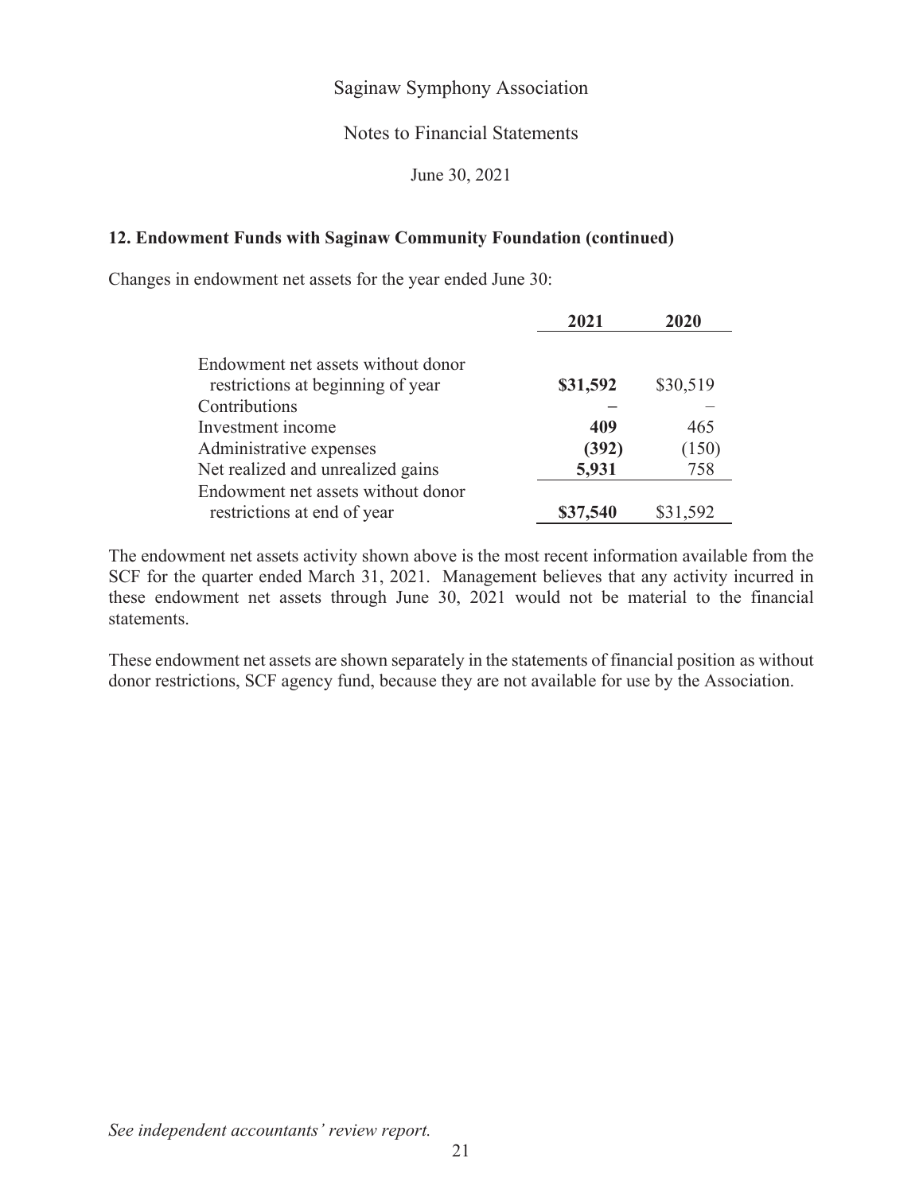Saginaw Symphony Association

Notes to Financial Statements

June 30, 2021

### 12. Endowment Funds with Saginaw Community Foundation (continued)

Changes in endowment net assets for the year ended June 30:

| | 2021 | 2020 |
|---|---|---|
| Endowment net assets without donor restrictions at beginning of year | **$31,592** | $30,519 |
| Contributions | **–** | – |
| Investment income | **409** | 465 |
| Administrative expenses | **(392)** | (150) |
| Net realized and unrealized gains | **5,931** | 758 |
| Endowment net assets without donor restrictions at end of year | **$37,540** | $31,592 |

The endowment net assets activity shown above is the most recent information available from the SCF for the quarter ended March 31, 2021. Management believes that any activity incurred in these endowment net assets through June 30, 2021 would not be material to the financial statements.

These endowment net assets are shown separately in the statements of financial position as without donor restrictions, SCF agency fund, because they are not available for use by the Association.

*See independent accountants' review report.*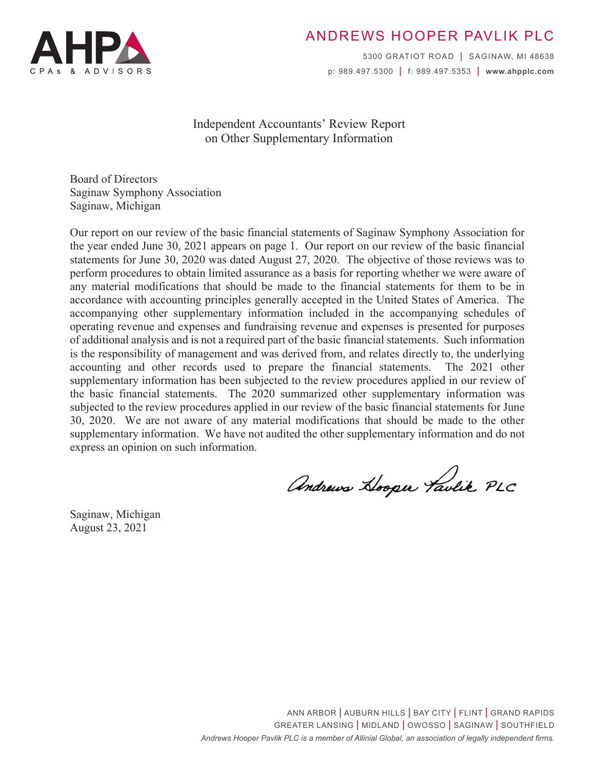ANDREWS HOOPER PAVLIK PLC

5300 GRATIOT ROAD | SAGINAW, MI 48638

p: 989.497.5300 | f: 989.497.5353 | **www.ahpplc.com**

# Independent Accountants' Review Report on Other Supplementary Information

Board of Directors
Saginaw Symphony Association
Saginaw, Michigan

Our report on our review of the basic financial statements of Saginaw Symphony Association for the year ended June 30, 2021 appears on page 1. Our report on our review of the basic financial statements for June 30, 2020 was dated August 27, 2020. The objective of those reviews was to perform procedures to obtain limited assurance as a basis for reporting whether we were aware of any material modifications that should be made to the financial statements for them to be in accordance with accounting principles generally accepted in the United States of America. The accompanying other supplementary information included in the accompanying schedules of operating revenue and expenses and fundraising revenue and expenses is presented for purposes of additional analysis and is not a required part of the basic financial statements. Such information is the responsibility of management and was derived from, and relates directly to, the underlying accounting and other records used to prepare the financial statements. The 2021 other supplementary information has been subjected to the review procedures applied in our review of the basic financial statements. The 2020 summarized other supplementary information was subjected to the review procedures applied in our review of the basic financial statements for June 30, 2020. We are not aware of any material modifications that should be made to the other supplementary information. We have not audited the other supplementary information and do not express an opinion on such information.

Andrews Hooper Pavlik PLC

Saginaw, Michigan
August 23, 2021

ANN ARBOR | AUBURN HILLS | BAY CITY | FLINT | GRAND RAPIDS
GREATER LANSING | MIDLAND | OWOSSO | SAGINAW | SOUTHFIELD

*Andrews Hooper Pavlik PLC is a member of Allinial Global, an association of legally independent firms.*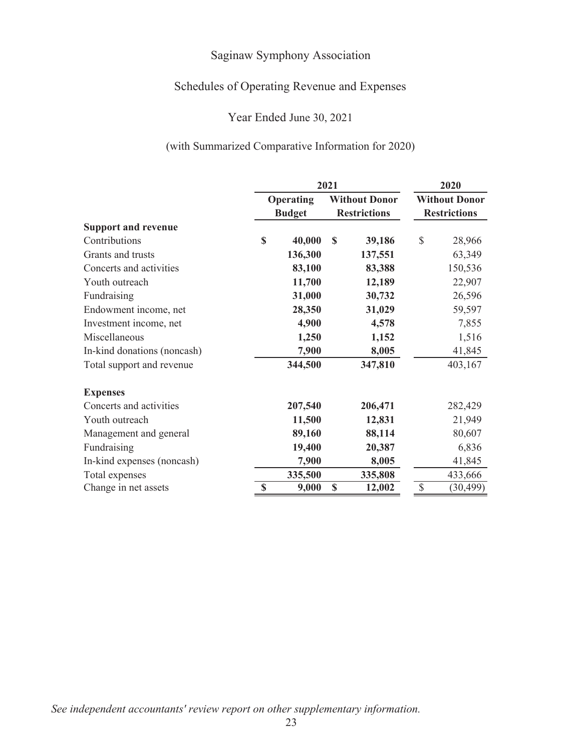# Saginaw Symphony Association

## Schedules of Operating Revenue and Expenses

### Year Ended June 30, 2021

### (with Summarized Comparative Information for 2020)

| | **2021** | | **2020** |
|---|---|---|---|
| | **Operating Budget** | **Without Donor Restrictions** | **Without Donor Restrictions** |
| **Support and revenue** | | | |
| Contributions | **$ 40,000** | **$ 39,186** | $ 28,966 |
| Grants and trusts | **136,300** | **137,551** | 63,349 |
| Concerts and activities | **83,100** | **83,388** | 150,536 |
| Youth outreach | **11,700** | **12,189** | 22,907 |
| Fundraising | **31,000** | **30,732** | 26,596 |
| Endowment income, net | **28,350** | **31,029** | 59,597 |
| Investment income, net | **4,900** | **4,578** | 7,855 |
| Miscellaneous | **1,250** | **1,152** | 1,516 |
| In-kind donations (noncash) | **7,900** | **8,005** | 41,845 |
| Total support and revenue | **344,500** | **347,810** | 403,167 |
| | | | |
| **Expenses** | | | |
| Concerts and activities | **207,540** | **206,471** | 282,429 |
| Youth outreach | **11,500** | **12,831** | 21,949 |
| Management and general | **89,160** | **88,114** | 80,607 |
| Fundraising | **19,400** | **20,387** | 6,836 |
| In-kind expenses (noncash) | **7,900** | **8,005** | 41,845 |
| Total expenses | **335,500** | **335,808** | 433,666 |
| Change in net assets | **$ 9,000** | **$ 12,002** | $ (30,499) |

*See independent accountants' review report on other supplementary information.*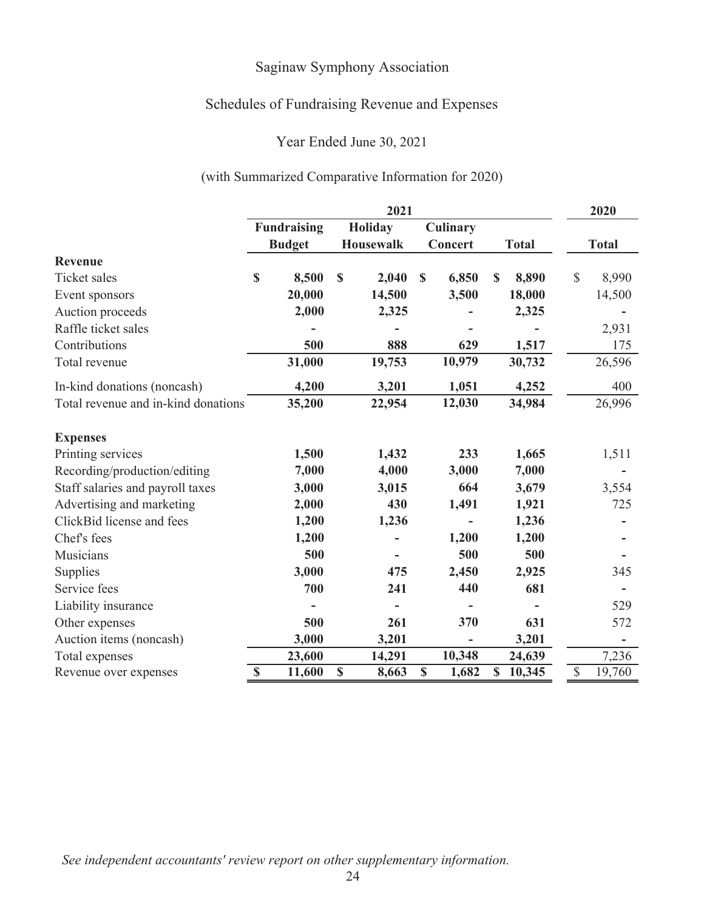# Saginaw Symphony Association

## Schedules of Fundraising Revenue and Expenses

### Year Ended June 30, 2021

(with Summarized Comparative Information for 2020)

| | 2021 | | | | 2020 |
|---|---|---|---|---|---|
| | Fundraising Budget | Holiday Housewalk | Culinary Concert | Total | Total |
| **Revenue** | | | | | |
| Ticket sales | $ 8,500 | $ 2,040 | $ 6,850 | $ 8,890 | $ 8,990 |
| Event sponsors | 20,000 | 14,500 | 3,500 | 18,000 | 14,500 |
| Auction proceeds | 2,000 | 2,325 | - | 2,325 | - |
| Raffle ticket sales | - | - | - | - | 2,931 |
| Contributions | 500 | 888 | 629 | 1,517 | 175 |
| Total revenue | 31,000 | 19,753 | 10,979 | 30,732 | 26,596 |
| In-kind donations (noncash) | 4,200 | 3,201 | 1,051 | 4,252 | 400 |
| Total revenue and in-kind donations | 35,200 | 22,954 | 12,030 | 34,984 | 26,996 |
| **Expenses** | | | | | |
| Printing services | 1,500 | 1,432 | 233 | 1,665 | 1,511 |
| Recording/production/editing | 7,000 | 4,000 | 3,000 | 7,000 | - |
| Staff salaries and payroll taxes | 3,000 | 3,015 | 664 | 3,679 | 3,554 |
| Advertising and marketing | 2,000 | 430 | 1,491 | 1,921 | 725 |
| ClickBid license and fees | 1,200 | 1,236 | - | 1,236 | - |
| Chef's fees | 1,200 | - | 1,200 | 1,200 | - |
| Musicians | 500 | - | 500 | 500 | - |
| Supplies | 3,000 | 475 | 2,450 | 2,925 | 345 |
| Service fees | 700 | 241 | 440 | 681 | - |
| Liability insurance | - | - | - | - | 529 |
| Other expenses | 500 | 261 | 370 | 631 | 572 |
| Auction items (noncash) | 3,000 | 3,201 | - | 3,201 | - |
| Total expenses | 23,600 | 14,291 | 10,348 | 24,639 | 7,236 |
| Revenue over expenses | $ 11,600 | $ 8,663 | $ 1,682 | $ 10,345 | $ 19,760 |

*See independent accountants' review report on other supplementary information.*